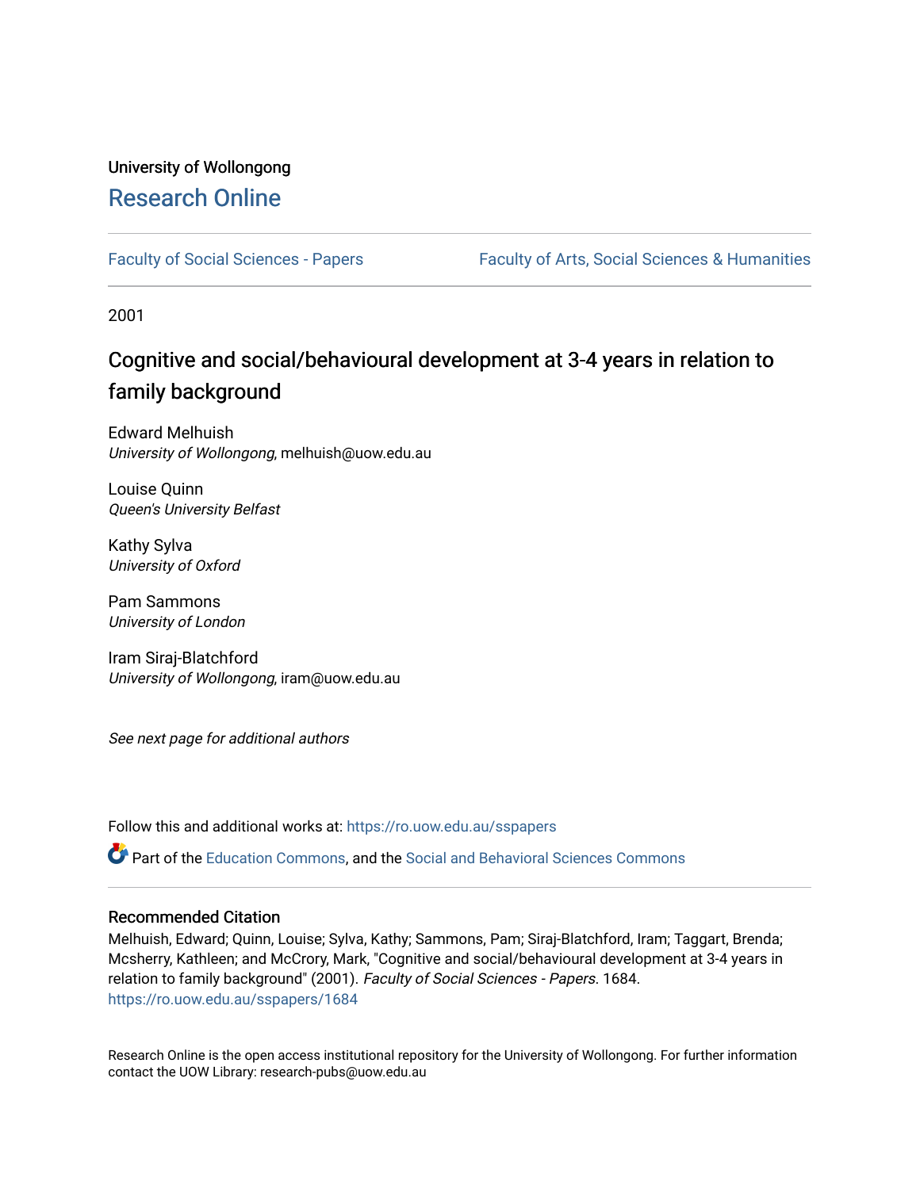University of Wollongong

# Research Online

Faculty of Social Sciences - Papers | Faculty of Arts, Social Sciences & Humanities

2001

# Cognitive and social/behavioural development at 3-4 years in relation to family background

Edward Melhuish
*University of Wollongong*, melhuish@uow.edu.au

Louise Quinn
*Queen's University Belfast*

Kathy Sylva
*University of Oxford*

Pam Sammons
*University of London*

Iram Siraj-Blatchford
*University of Wollongong*, iram@uow.edu.au

*See next page for additional authors*

Follow this and additional works at: https://ro.uow.edu.au/sspapers

Part of the Education Commons, and the Social and Behavioral Sciences Commons

## Recommended Citation

Melhuish, Edward; Quinn, Louise; Sylva, Kathy; Sammons, Pam; Siraj-Blatchford, Iram; Taggart, Brenda; Mcsherry, Kathleen; and McCrory, Mark, "Cognitive and social/behavioural development at 3-4 years in relation to family background" (2001). *Faculty of Social Sciences - Papers*. 1684.
https://ro.uow.edu.au/sspapers/1684

Research Online is the open access institutional repository for the University of Wollongong. For further information contact the UOW Library: research-pubs@uow.edu.au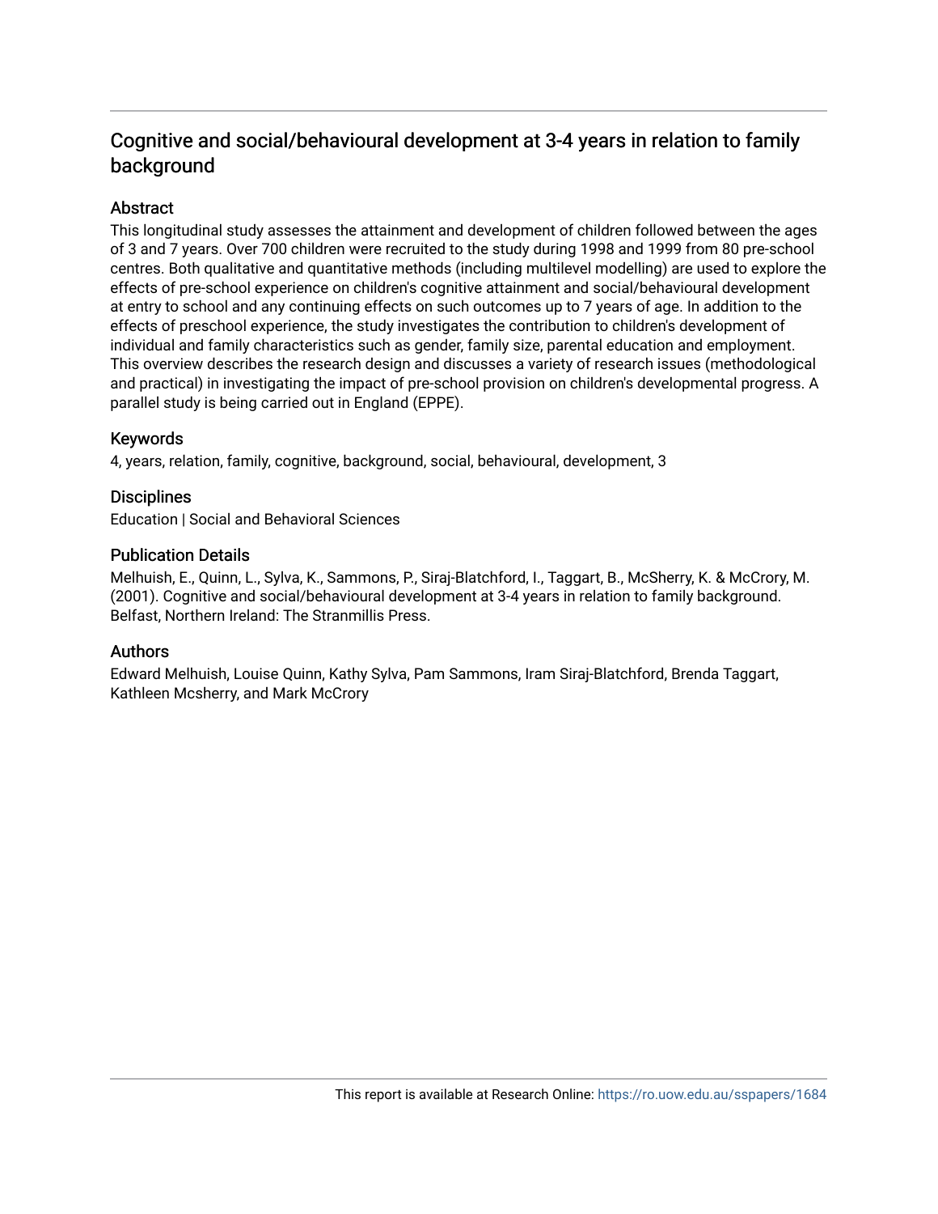# Cognitive and social/behavioural development at 3-4 years in relation to family background

## Abstract

This longitudinal study assesses the attainment and development of children followed between the ages of 3 and 7 years. Over 700 children were recruited to the study during 1998 and 1999 from 80 pre-school centres. Both qualitative and quantitative methods (including multilevel modelling) are used to explore the effects of pre-school experience on children's cognitive attainment and social/behavioural development at entry to school and any continuing effects on such outcomes up to 7 years of age. In addition to the effects of preschool experience, the study investigates the contribution to children's development of individual and family characteristics such as gender, family size, parental education and employment. This overview describes the research design and discusses a variety of research issues (methodological and practical) in investigating the impact of pre-school provision on children's developmental progress. A parallel study is being carried out in England (EPPE).

## Keywords

4, years, relation, family, cognitive, background, social, behavioural, development, 3

## Disciplines

Education | Social and Behavioral Sciences

## Publication Details

Melhuish, E., Quinn, L., Sylva, K., Sammons, P., Siraj-Blatchford, I., Taggart, B., McSherry, K. & McCrory, M. (2001). Cognitive and social/behavioural development at 3-4 years in relation to family background. Belfast, Northern Ireland: The Stranmillis Press.

## Authors

Edward Melhuish, Louise Quinn, Kathy Sylva, Pam Sammons, Iram Siraj-Blatchford, Brenda Taggart, Kathleen Mcsherry, and Mark McCrory

This report is available at Research Online: https://ro.uow.edu.au/sspapers/1684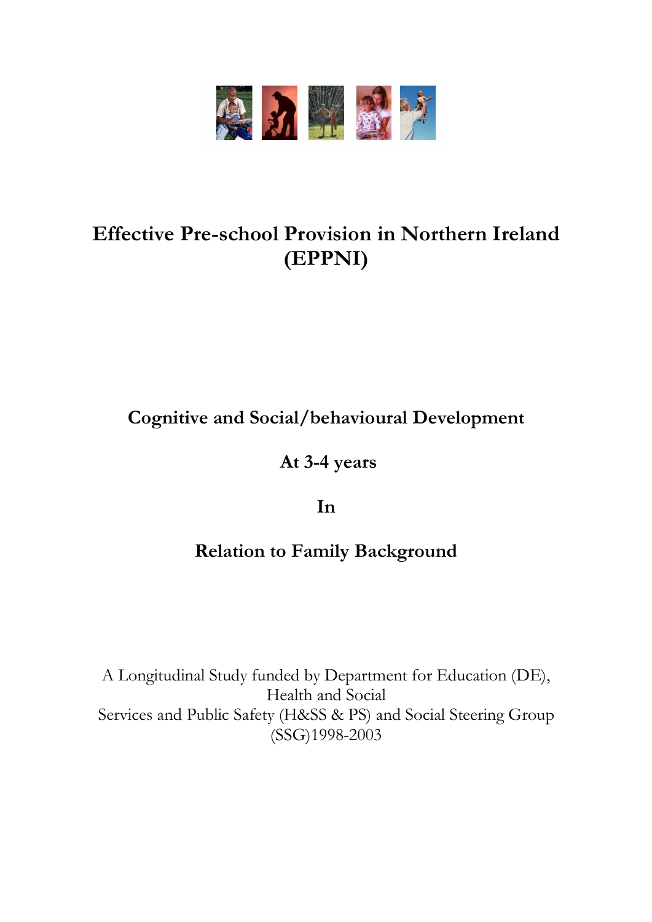# Effective Pre-school Provision in Northern Ireland (EPPNI)

## Cognitive and Social/behavioural Development

## At 3-4 years

## In

## Relation to Family Background

A Longitudinal Study funded by Department for Education (DE), Health and Social Services and Public Safety (H&SS & PS) and Social Steering Group (SSG)1998-2003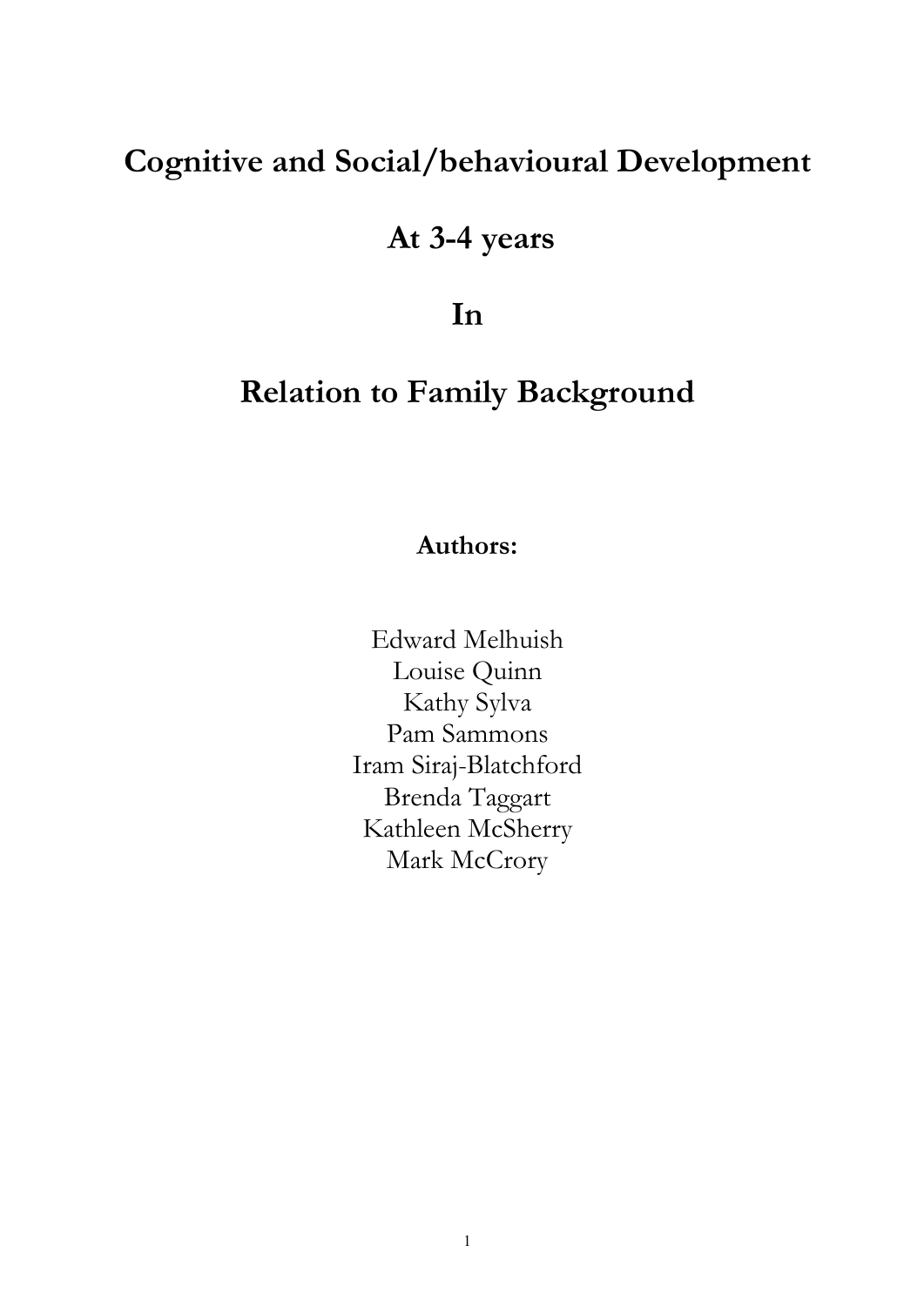# Cognitive and Social/behavioural Development

# At 3-4 years

# In

# Relation to Family Background

**Authors:**

Edward Melhuish
Louise Quinn
Kathy Sylva
Pam Sammons
Iram Siraj-Blatchford
Brenda Taggart
Kathleen McSherry
Mark McCrory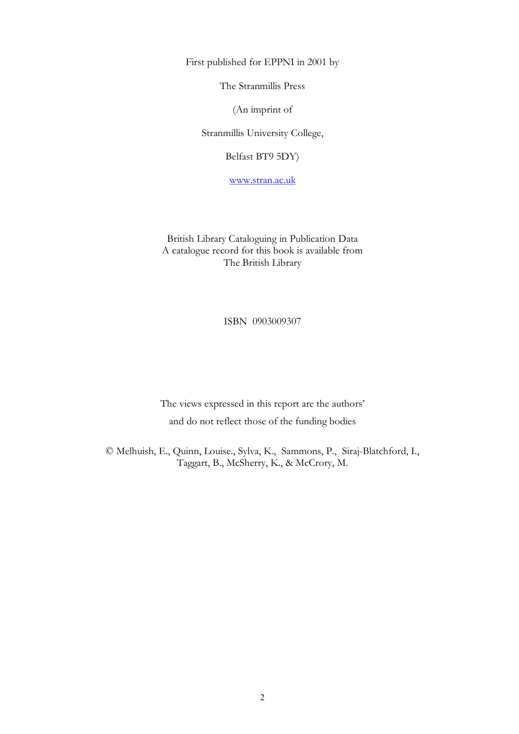First published for EPPNI in 2001 by

The Stranmillis Press

(An imprint of

Stranmillis University College,

Belfast BT9 5DY)

www.stran.ac.uk

British Library Cataloguing in Publication Data
A catalogue record for this book is available from
The British Library

ISBN 0903009307

The views expressed in this report are the authors'

and do not reflect those of the funding bodies

© Melhuish, E., Quinn, Louise., Sylva, K., Sammons, P., Siraj-Blatchford, I., Taggart, B., McSherry, K., & McCrory, M.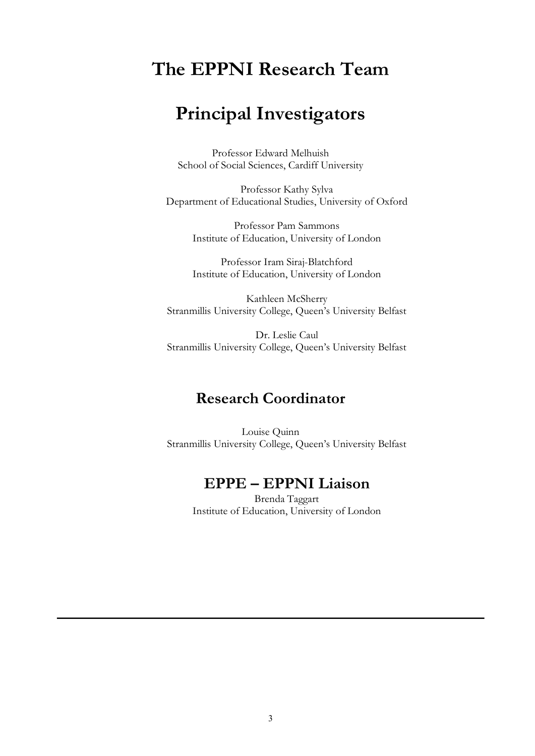# The EPPNI Research Team

# Principal Investigators

Professor Edward Melhuish
School of Social Sciences, Cardiff University

Professor Kathy Sylva
Department of Educational Studies, University of Oxford

Professor Pam Sammons
Institute of Education, University of London

Professor Iram Siraj-Blatchford
Institute of Education, University of London

Kathleen McSherry
Stranmillis University College, Queen's University Belfast

Dr. Leslie Caul
Stranmillis University College, Queen's University Belfast

## Research Coordinator

Louise Quinn
Stranmillis University College, Queen's University Belfast

## EPPE – EPPNI Liaison

Brenda Taggart
Institute of Education, University of London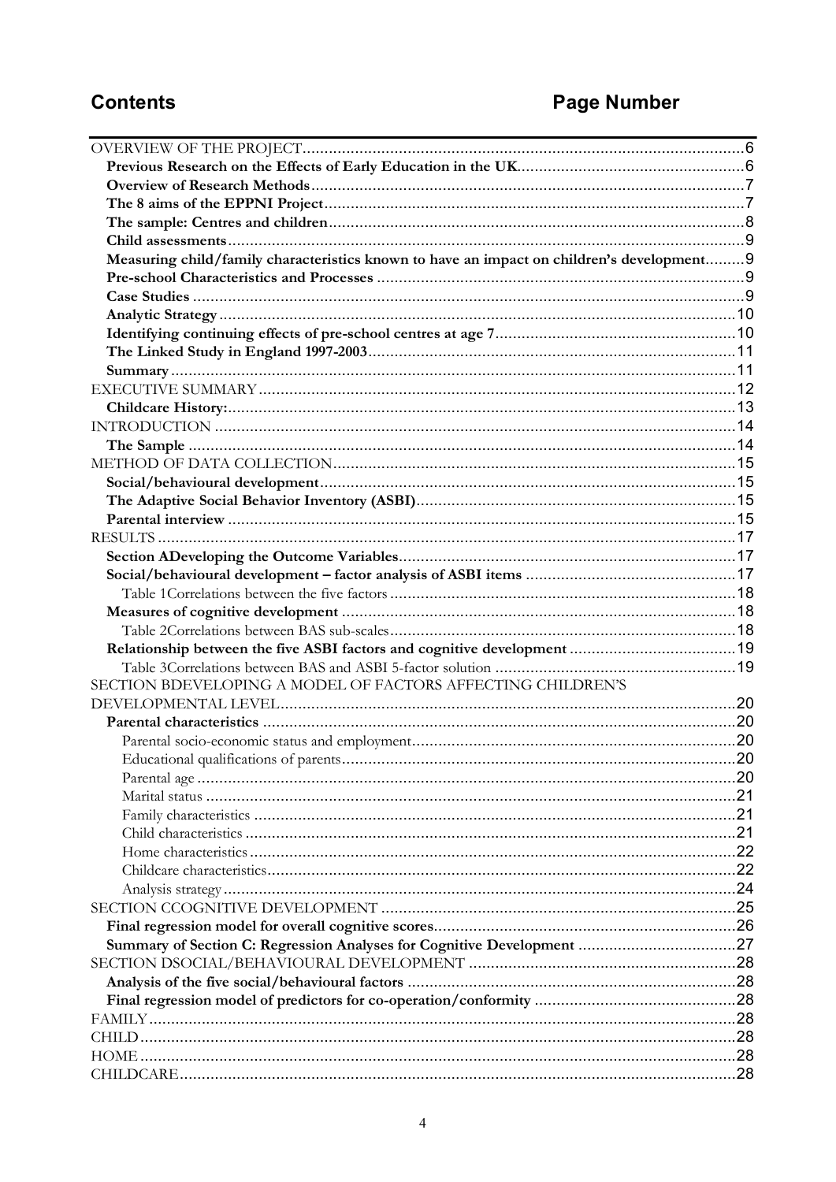# Contents

**Page Number**

| | |
|---|---|
| OVERVIEW OF THE PROJECT | 6 |
| **Previous Research on the Effects of Early Education in the UK** | 6 |
| **Overview of Research Methods** | 7 |
| **The 8 aims of the EPPNI Project** | 7 |
| **The sample: Centres and children** | 8 |
| **Child assessments** | 9 |
| **Measuring child/family characteristics known to have an impact on children's development** | 9 |
| **Pre-school Characteristics and Processes** | 9 |
| **Case Studies** | 9 |
| **Analytic Strategy** | 10 |
| **Identifying continuing effects of pre-school centres at age 7** | 10 |
| **The Linked Study in England 1997-2003** | 11 |
| **Summary** | 11 |
| EXECUTIVE SUMMARY | 12 |
| **Childcare History:** | 13 |
| INTRODUCTION | 14 |
| **The Sample** | 14 |
| METHOD OF DATA COLLECTION | 15 |
| **Social/behavioural development** | 15 |
| **The Adaptive Social Behavior Inventory (ASBI)** | 15 |
| **Parental interview** | 15 |
| RESULTS | 17 |
| **Section ADeveloping the Outcome Variables** | 17 |
| **Social/behavioural development – factor analysis of ASBI items** | 17 |
| Table 1Correlations between the five factors | 18 |
| **Measures of cognitive development** | 18 |
| Table 2Correlations between BAS sub-scales | 18 |
| **Relationship between the five ASBI factors and cognitive development** | 19 |
| Table 3Correlations between BAS and ASBI 5-factor solution | 19 |
| SECTION BDEVELOPING A MODEL OF FACTORS AFFECTING CHILDREN'S DEVELOPMENTAL LEVEL | 20 |
| **Parental characteristics** | 20 |
| Parental socio-economic status and employment | 20 |
| Educational qualifications of parents | 20 |
| Parental age | 20 |
| Marital status | 21 |
| Family characteristics | 21 |
| Child characteristics | 21 |
| Home characteristics | 22 |
| Childcare characteristics | 22 |
| Analysis strategy | 24 |
| SECTION CCOGNITIVE DEVELOPMENT | 25 |
| **Final regression model for overall cognitive scores** | 26 |
| **Summary of Section C: Regression Analyses for Cognitive Development** | 27 |
| SECTION DSOCIAL/BEHAVIOURAL DEVELOPMENT | 28 |
| **Analysis of the five social/behavioural factors** | 28 |
| **Final regression model of predictors for co-operation/conformity** | 28 |
| FAMILY | 28 |
| CHILD | 28 |
| HOME | 28 |
| CHILDCARE | 28 |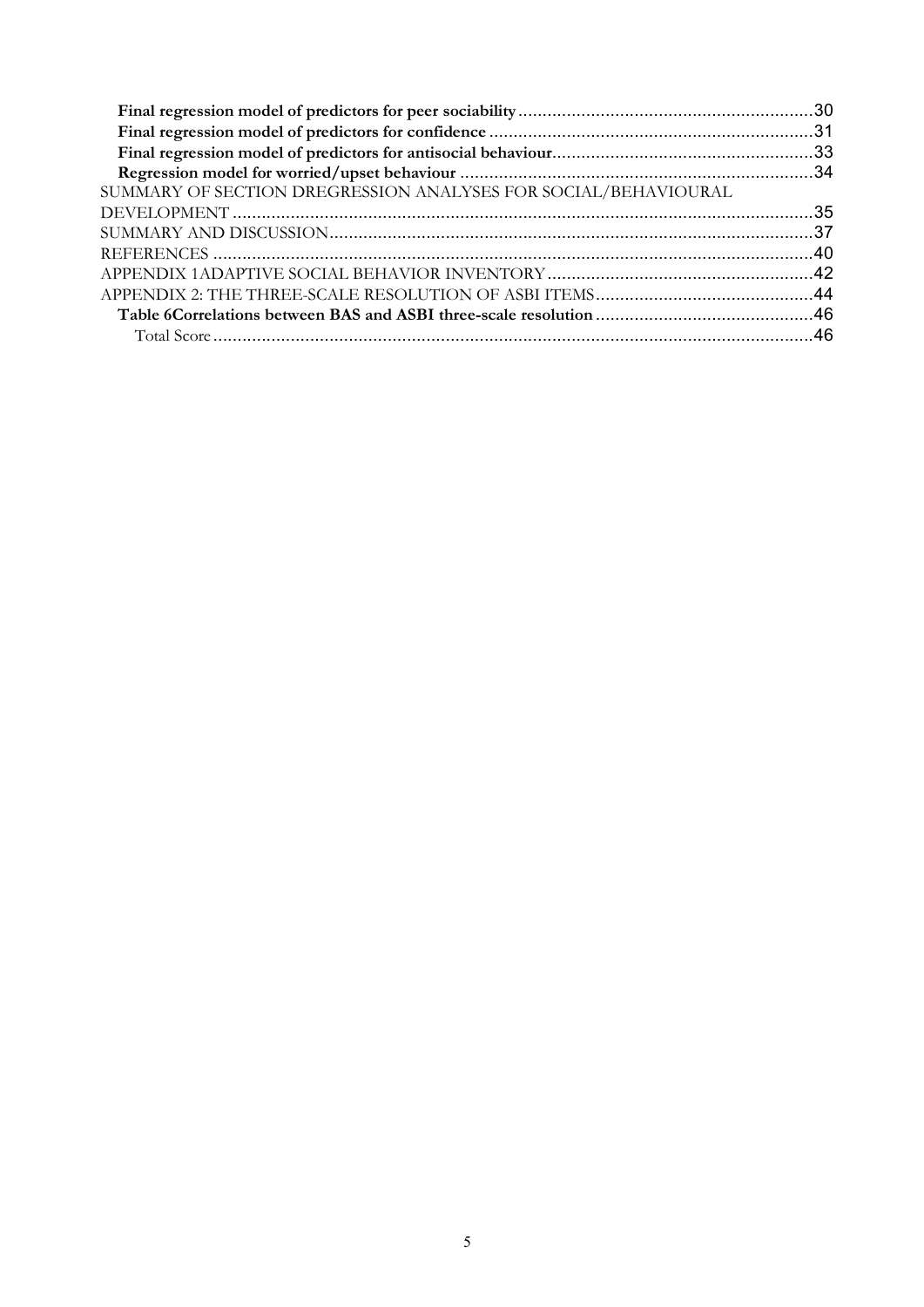**Final regression model of predictors for peer sociability** ............................................................. 30
**Final regression model of predictors for confidence** ................................................................... 31
**Final regression model of predictors for antisocial behaviour** ...................................................... 33
**Regression model for worried/upset behaviour** .......................................................................... 34

SUMMARY OF SECTION DREGRESSION ANALYSES FOR SOCIAL/BEHAVIOURAL DEVELOPMENT ................................................................................................................ 35

SUMMARY AND DISCUSSION .................................................................................................... 37

REFERENCES ............................................................................................................................ 40

APPENDIX 1ADAPTIVE SOCIAL BEHAVIOR INVENTORY ........................................................ 42

APPENDIX 2: THE THREE-SCALE RESOLUTION OF ASBI ITEMS ............................................. 44

**Table 6Correlations between BAS and ASBI three-scale resolution** ............................................. 46

Total Score ................................................................................................................................ 46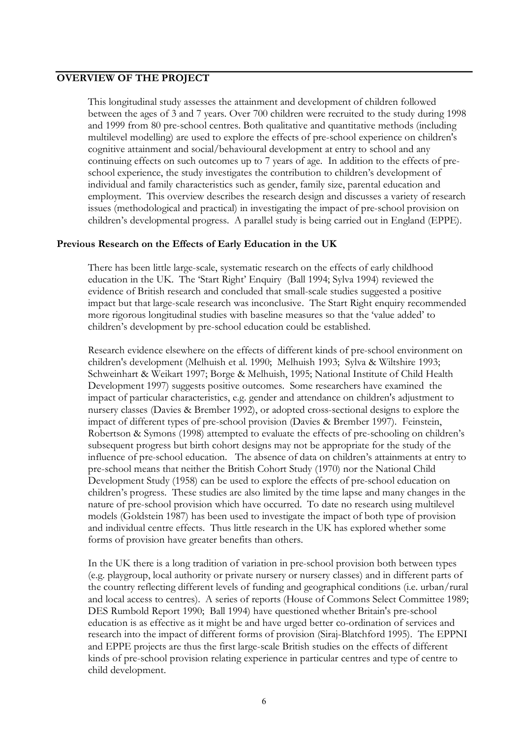## OVERVIEW OF THE PROJECT

This longitudinal study assesses the attainment and development of children followed between the ages of 3 and 7 years. Over 700 children were recruited to the study during 1998 and 1999 from 80 pre-school centres. Both qualitative and quantitative methods (including multilevel modelling) are used to explore the effects of pre-school experience on children's cognitive attainment and social/behavioural development at entry to school and any continuing effects on such outcomes up to 7 years of age. In addition to the effects of pre-school experience, the study investigates the contribution to children's development of individual and family characteristics such as gender, family size, parental education and employment. This overview describes the research design and discusses a variety of research issues (methodological and practical) in investigating the impact of pre-school provision on children's developmental progress. A parallel study is being carried out in England (EPPE).

### Previous Research on the Effects of Early Education in the UK

There has been little large-scale, systematic research on the effects of early childhood education in the UK. The 'Start Right' Enquiry (Ball 1994; Sylva 1994) reviewed the evidence of British research and concluded that small-scale studies suggested a positive impact but that large-scale research was inconclusive. The Start Right enquiry recommended more rigorous longitudinal studies with baseline measures so that the 'value added' to children's development by pre-school education could be established.

Research evidence elsewhere on the effects of different kinds of pre-school environment on children's development (Melhuish et al. 1990; Melhuish 1993; Sylva & Wiltshire 1993; Schweinhart & Weikart 1997; Borge & Melhuish, 1995; National Institute of Child Health Development 1997) suggests positive outcomes. Some researchers have examined the impact of particular characteristics, e.g. gender and attendance on children's adjustment to nursery classes (Davies & Brember 1992), or adopted cross-sectional designs to explore the impact of different types of pre-school provision (Davies & Brember 1997). Feinstein, Robertson & Symons (1998) attempted to evaluate the effects of pre-schooling on children's subsequent progress but birth cohort designs may not be appropriate for the study of the influence of pre-school education. The absence of data on children's attainments at entry to pre-school means that neither the British Cohort Study (1970) nor the National Child Development Study (1958) can be used to explore the effects of pre-school education on children's progress. These studies are also limited by the time lapse and many changes in the nature of pre-school provision which have occurred. To date no research using multilevel models (Goldstein 1987) has been used to investigate the impact of both type of provision and individual centre effects. Thus little research in the UK has explored whether some forms of provision have greater benefits than others.

In the UK there is a long tradition of variation in pre-school provision both between types (e.g. playgroup, local authority or private nursery or nursery classes) and in different parts of the country reflecting different levels of funding and geographical conditions (i.e. urban/rural and local access to centres). A series of reports (House of Commons Select Committee 1989; DES Rumbold Report 1990; Ball 1994) have questioned whether Britain's pre-school education is as effective as it might be and have urged better co-ordination of services and research into the impact of different forms of provision (Siraj-Blatchford 1995). The EPPNI and EPPE projects are thus the first large-scale British studies on the effects of different kinds of pre-school provision relating experience in particular centres and type of centre to child development.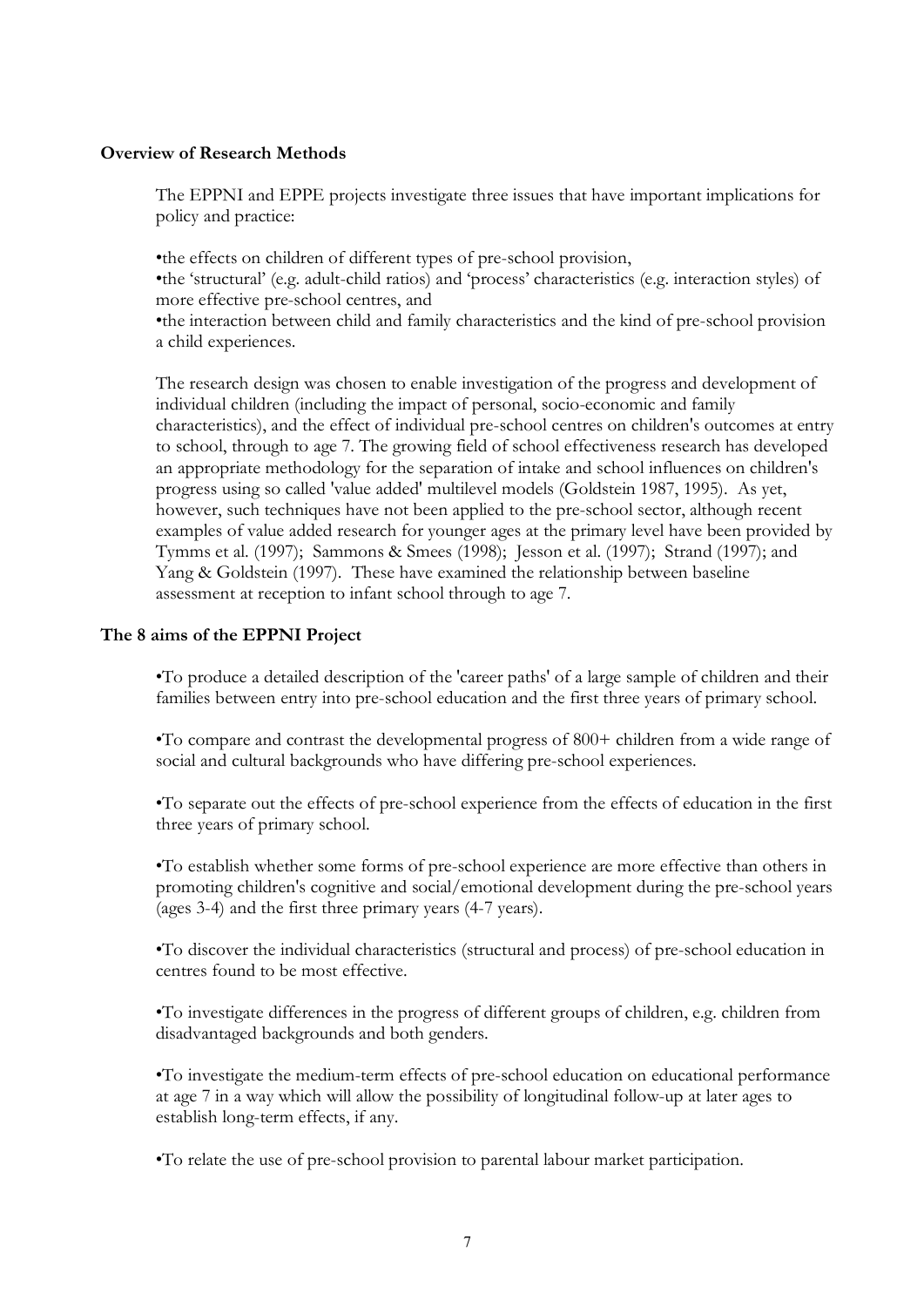**Overview of Research Methods**

The EPPNI and EPPE projects investigate three issues that have important implications for policy and practice:

•the effects on children of different types of pre-school provision,
•the 'structural' (e.g. adult-child ratios) and 'process' characteristics (e.g. interaction styles) of more effective pre-school centres, and
•the interaction between child and family characteristics and the kind of pre-school provision a child experiences.

The research design was chosen to enable investigation of the progress and development of individual children (including the impact of personal, socio-economic and family characteristics), and the effect of individual pre-school centres on children's outcomes at entry to school, through to age 7. The growing field of school effectiveness research has developed an appropriate methodology for the separation of intake and school influences on children's progress using so called 'value added' multilevel models (Goldstein 1987, 1995). As yet, however, such techniques have not been applied to the pre-school sector, although recent examples of value added research for younger ages at the primary level have been provided by Tymms et al. (1997); Sammons & Smees (1998); Jesson et al. (1997); Strand (1997); and Yang & Goldstein (1997). These have examined the relationship between baseline assessment at reception to infant school through to age 7.

**The 8 aims of the EPPNI Project**

•To produce a detailed description of the 'career paths' of a large sample of children and their families between entry into pre-school education and the first three years of primary school.

•To compare and contrast the developmental progress of 800+ children from a wide range of social and cultural backgrounds who have differing pre-school experiences.

•To separate out the effects of pre-school experience from the effects of education in the first three years of primary school.

•To establish whether some forms of pre-school experience are more effective than others in promoting children's cognitive and social/emotional development during the pre-school years (ages 3-4) and the first three primary years (4-7 years).

•To discover the individual characteristics (structural and process) of pre-school education in centres found to be most effective.

•To investigate differences in the progress of different groups of children, e.g. children from disadvantaged backgrounds and both genders.

•To investigate the medium-term effects of pre-school education on educational performance at age 7 in a way which will allow the possibility of longitudinal follow-up at later ages to establish long-term effects, if any.

•To relate the use of pre-school provision to parental labour market participation.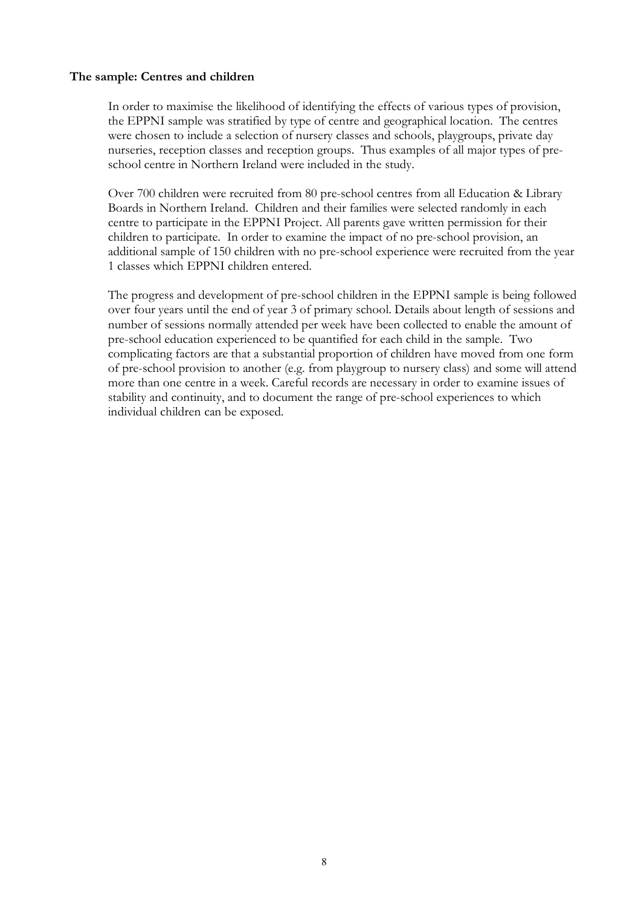**The sample: Centres and children**

In order to maximise the likelihood of identifying the effects of various types of provision, the EPPNI sample was stratified by type of centre and geographical location. The centres were chosen to include a selection of nursery classes and schools, playgroups, private day nurseries, reception classes and reception groups. Thus examples of all major types of pre-school centre in Northern Ireland were included in the study.

Over 700 children were recruited from 80 pre-school centres from all Education & Library Boards in Northern Ireland. Children and their families were selected randomly in each centre to participate in the EPPNI Project. All parents gave written permission for their children to participate. In order to examine the impact of no pre-school provision, an additional sample of 150 children with no pre-school experience were recruited from the year 1 classes which EPPNI children entered.

The progress and development of pre-school children in the EPPNI sample is being followed over four years until the end of year 3 of primary school. Details about length of sessions and number of sessions normally attended per week have been collected to enable the amount of pre-school education experienced to be quantified for each child in the sample. Two complicating factors are that a substantial proportion of children have moved from one form of pre-school provision to another (e.g. from playgroup to nursery class) and some will attend more than one centre in a week. Careful records are necessary in order to examine issues of stability and continuity, and to document the range of pre-school experiences to which individual children can be exposed.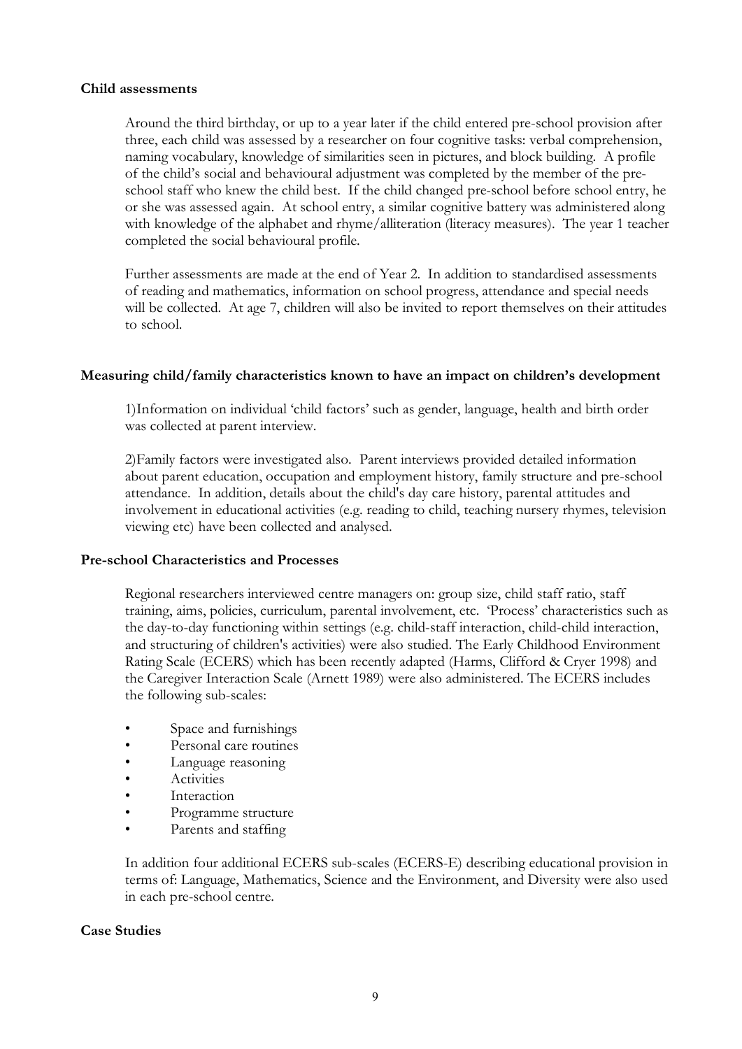**Child assessments**

Around the third birthday, or up to a year later if the child entered pre-school provision after three, each child was assessed by a researcher on four cognitive tasks: verbal comprehension, naming vocabulary, knowledge of similarities seen in pictures, and block building. A profile of the child's social and behavioural adjustment was completed by the member of the pre-school staff who knew the child best. If the child changed pre-school before school entry, he or she was assessed again. At school entry, a similar cognitive battery was administered along with knowledge of the alphabet and rhyme/alliteration (literacy measures). The year 1 teacher completed the social behavioural profile.

Further assessments are made at the end of Year 2. In addition to standardised assessments of reading and mathematics, information on school progress, attendance and special needs will be collected. At age 7, children will also be invited to report themselves on their attitudes to school.

**Measuring child/family characteristics known to have an impact on children's development**

1)Information on individual 'child factors' such as gender, language, health and birth order was collected at parent interview.

2)Family factors were investigated also. Parent interviews provided detailed information about parent education, occupation and employment history, family structure and pre-school attendance. In addition, details about the child's day care history, parental attitudes and involvement in educational activities (e.g. reading to child, teaching nursery rhymes, television viewing etc) have been collected and analysed.

**Pre-school Characteristics and Processes**

Regional researchers interviewed centre managers on: group size, child staff ratio, staff training, aims, policies, curriculum, parental involvement, etc. 'Process' characteristics such as the day-to-day functioning within settings (e.g. child-staff interaction, child-child interaction, and structuring of children's activities) were also studied. The Early Childhood Environment Rating Scale (ECERS) which has been recently adapted (Harms, Clifford & Cryer 1998) and the Caregiver Interaction Scale (Arnett 1989) were also administered. The ECERS includes the following sub-scales:

- Space and furnishings
- Personal care routines
- Language reasoning
- Activities
- Interaction
- Programme structure
- Parents and staffing

In addition four additional ECERS sub-scales (ECERS-E) describing educational provision in terms of: Language, Mathematics, Science and the Environment, and Diversity were also used in each pre-school centre.

**Case Studies**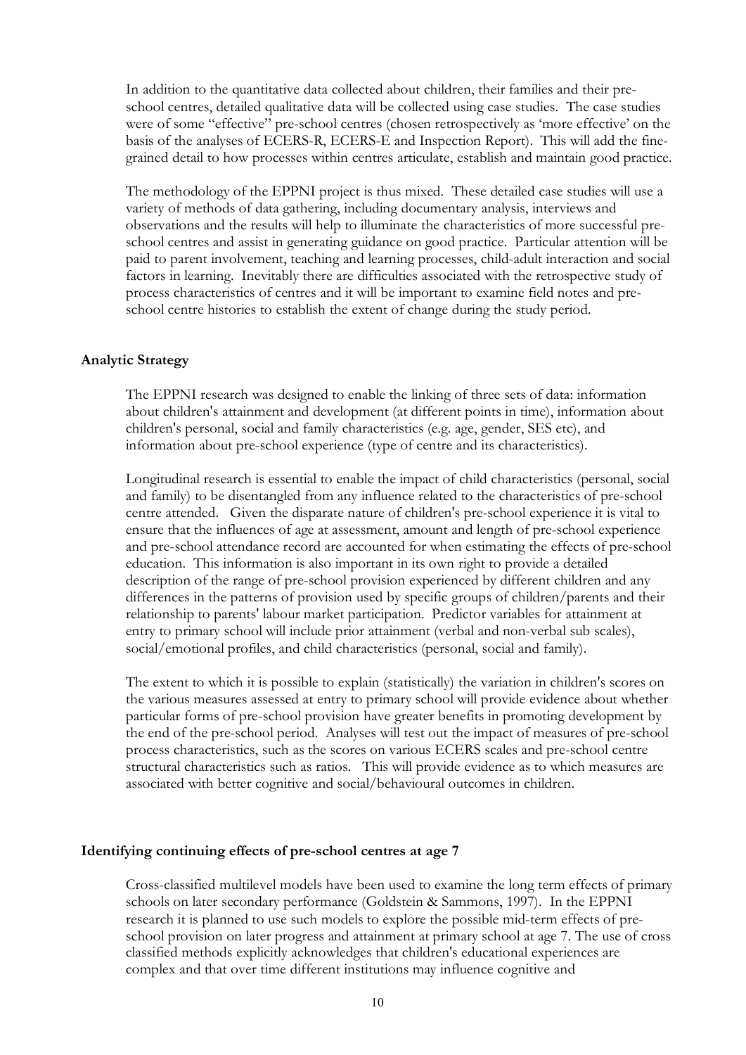In addition to the quantitative data collected about children, their families and their pre-school centres, detailed qualitative data will be collected using case studies. The case studies were of some "effective" pre-school centres (chosen retrospectively as 'more effective' on the basis of the analyses of ECERS-R, ECERS-E and Inspection Report). This will add the fine-grained detail to how processes within centres articulate, establish and maintain good practice.

The methodology of the EPPNI project is thus mixed. These detailed case studies will use a variety of methods of data gathering, including documentary analysis, interviews and observations and the results will help to illuminate the characteristics of more successful pre-school centres and assist in generating guidance on good practice. Particular attention will be paid to parent involvement, teaching and learning processes, child-adult interaction and social factors in learning. Inevitably there are difficulties associated with the retrospective study of process characteristics of centres and it will be important to examine field notes and pre-school centre histories to establish the extent of change during the study period.

**Analytic Strategy**

The EPPNI research was designed to enable the linking of three sets of data: information about children's attainment and development (at different points in time), information about children's personal, social and family characteristics (e.g. age, gender, SES etc), and information about pre-school experience (type of centre and its characteristics).

Longitudinal research is essential to enable the impact of child characteristics (personal, social and family) to be disentangled from any influence related to the characteristics of pre-school centre attended. Given the disparate nature of children's pre-school experience it is vital to ensure that the influences of age at assessment, amount and length of pre-school experience and pre-school attendance record are accounted for when estimating the effects of pre-school education. This information is also important in its own right to provide a detailed description of the range of pre-school provision experienced by different children and any differences in the patterns of provision used by specific groups of children/parents and their relationship to parents' labour market participation. Predictor variables for attainment at entry to primary school will include prior attainment (verbal and non-verbal sub scales), social/emotional profiles, and child characteristics (personal, social and family).

The extent to which it is possible to explain (statistically) the variation in children's scores on the various measures assessed at entry to primary school will provide evidence about whether particular forms of pre-school provision have greater benefits in promoting development by the end of the pre-school period. Analyses will test out the impact of measures of pre-school process characteristics, such as the scores on various ECERS scales and pre-school centre structural characteristics such as ratios. This will provide evidence as to which measures are associated with better cognitive and social/behavioural outcomes in children.

**Identifying continuing effects of pre-school centres at age 7**

Cross-classified multilevel models have been used to examine the long term effects of primary schools on later secondary performance (Goldstein & Sammons, 1997). In the EPPNI research it is planned to use such models to explore the possible mid-term effects of pre-school provision on later progress and attainment at primary school at age 7. The use of cross classified methods explicitly acknowledges that children's educational experiences are complex and that over time different institutions may influence cognitive and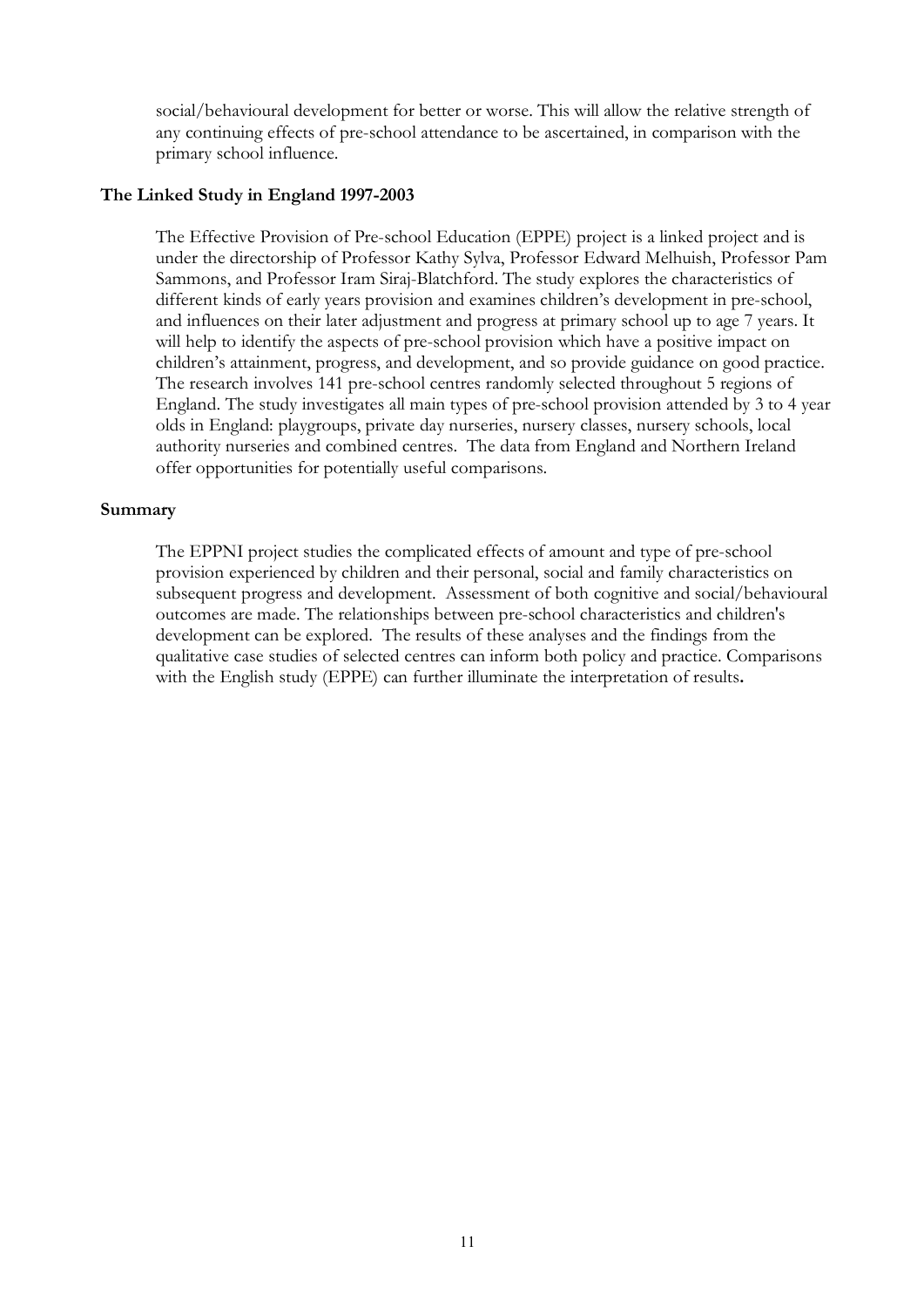social/behavioural development for better or worse. This will allow the relative strength of any continuing effects of pre-school attendance to be ascertained, in comparison with the primary school influence.

**The Linked Study in England 1997-2003**

The Effective Provision of Pre-school Education (EPPE) project is a linked project and is under the directorship of Professor Kathy Sylva, Professor Edward Melhuish, Professor Pam Sammons, and Professor Iram Siraj-Blatchford. The study explores the characteristics of different kinds of early years provision and examines children's development in pre-school, and influences on their later adjustment and progress at primary school up to age 7 years. It will help to identify the aspects of pre-school provision which have a positive impact on children's attainment, progress, and development, and so provide guidance on good practice. The research involves 141 pre-school centres randomly selected throughout 5 regions of England. The study investigates all main types of pre-school provision attended by 3 to 4 year olds in England: playgroups, private day nurseries, nursery classes, nursery schools, local authority nurseries and combined centres. The data from England and Northern Ireland offer opportunities for potentially useful comparisons.

**Summary**

The EPPNI project studies the complicated effects of amount and type of pre-school provision experienced by children and their personal, social and family characteristics on subsequent progress and development. Assessment of both cognitive and social/behavioural outcomes are made. The relationships between pre-school characteristics and children's development can be explored. The results of these analyses and the findings from the qualitative case studies of selected centres can inform both policy and practice. Comparisons with the English study (EPPE) can further illuminate the interpretation of results**.**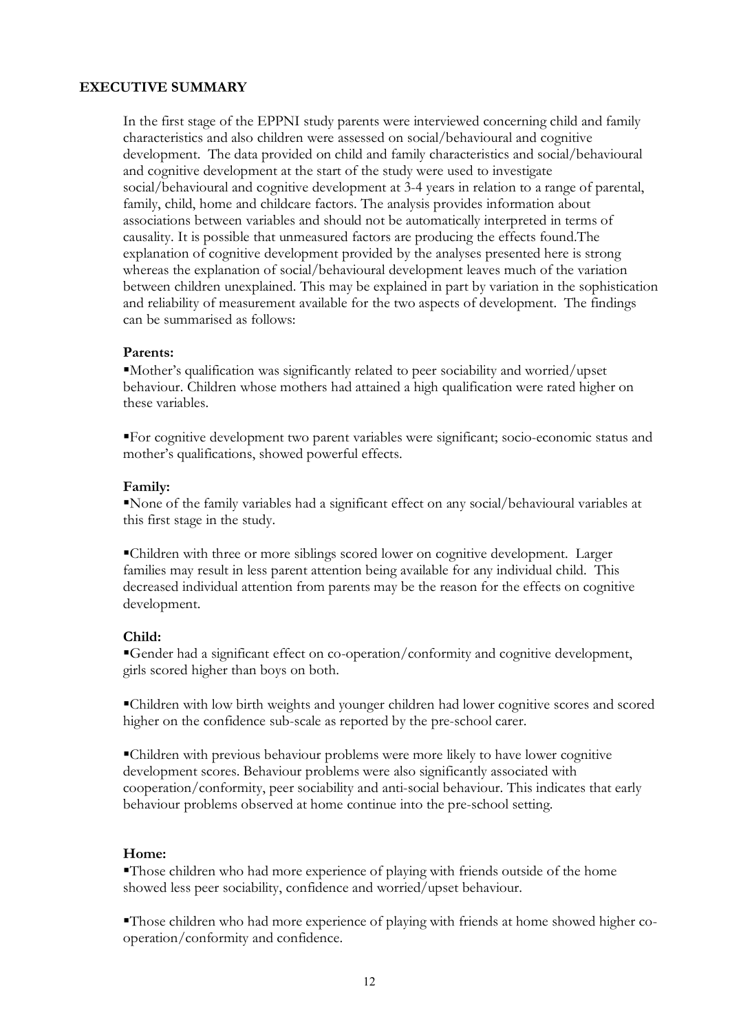## EXECUTIVE SUMMARY

In the first stage of the EPPNI study parents were interviewed concerning child and family characteristics and also children were assessed on social/behavioural and cognitive development. The data provided on child and family characteristics and social/behavioural and cognitive development at the start of the study were used to investigate social/behavioural and cognitive development at 3-4 years in relation to a range of parental, family, child, home and childcare factors. The analysis provides information about associations between variables and should not be automatically interpreted in terms of causality. It is possible that unmeasured factors are producing the effects found.The explanation of cognitive development provided by the analyses presented here is strong whereas the explanation of social/behavioural development leaves much of the variation between children unexplained. This may be explained in part by variation in the sophistication and reliability of measurement available for the two aspects of development. The findings can be summarised as follows:

**Parents:**

- Mother's qualification was significantly related to peer sociability and worried/upset behaviour. Children whose mothers had attained a high qualification were rated higher on these variables.

- For cognitive development two parent variables were significant; socio-economic status and mother's qualifications, showed powerful effects.

**Family:**

- None of the family variables had a significant effect on any social/behavioural variables at this first stage in the study.

- Children with three or more siblings scored lower on cognitive development. Larger families may result in less parent attention being available for any individual child. This decreased individual attention from parents may be the reason for the effects on cognitive development.

**Child:**

- Gender had a significant effect on co-operation/conformity and cognitive development, girls scored higher than boys on both.

- Children with low birth weights and younger children had lower cognitive scores and scored higher on the confidence sub-scale as reported by the pre-school carer.

- Children with previous behaviour problems were more likely to have lower cognitive development scores. Behaviour problems were also significantly associated with cooperation/conformity, peer sociability and anti-social behaviour. This indicates that early behaviour problems observed at home continue into the pre-school setting.

**Home:**

- Those children who had more experience of playing with friends outside of the home showed less peer sociability, confidence and worried/upset behaviour.

- Those children who had more experience of playing with friends at home showed higher co-operation/conformity and confidence.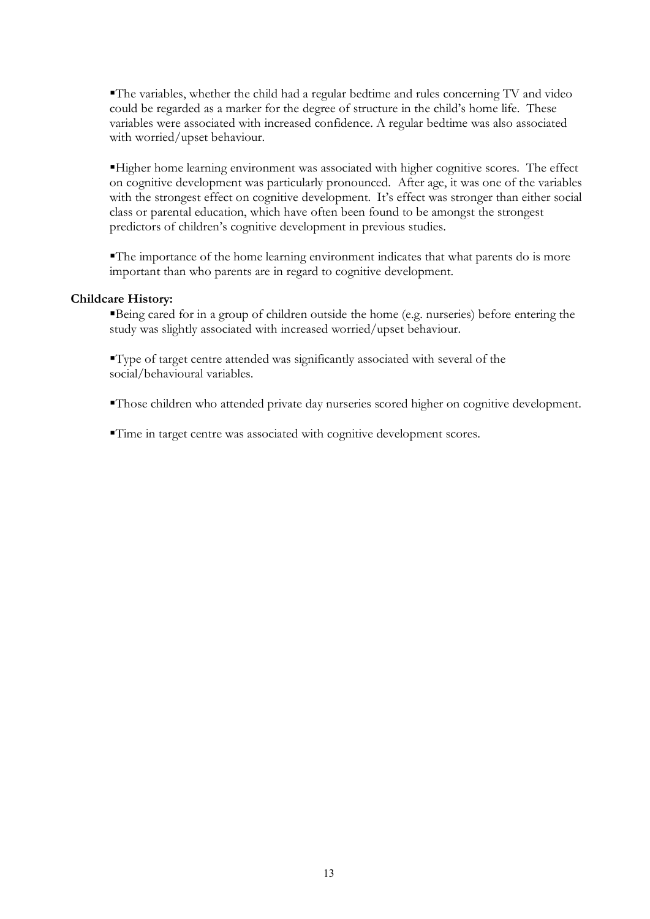- The variables, whether the child had a regular bedtime and rules concerning TV and video could be regarded as a marker for the degree of structure in the child's home life. These variables were associated with increased confidence. A regular bedtime was also associated with worried/upset behaviour.

- Higher home learning environment was associated with higher cognitive scores. The effect on cognitive development was particularly pronounced. After age, it was one of the variables with the strongest effect on cognitive development. It's effect was stronger than either social class or parental education, which have often been found to be amongst the strongest predictors of children's cognitive development in previous studies.

- The importance of the home learning environment indicates that what parents do is more important than who parents are in regard to cognitive development.

**Childcare History:**

- Being cared for in a group of children outside the home (e.g. nurseries) before entering the study was slightly associated with increased worried/upset behaviour.

- Type of target centre attended was significantly associated with several of the social/behavioural variables.

- Those children who attended private day nurseries scored higher on cognitive development.

- Time in target centre was associated with cognitive development scores.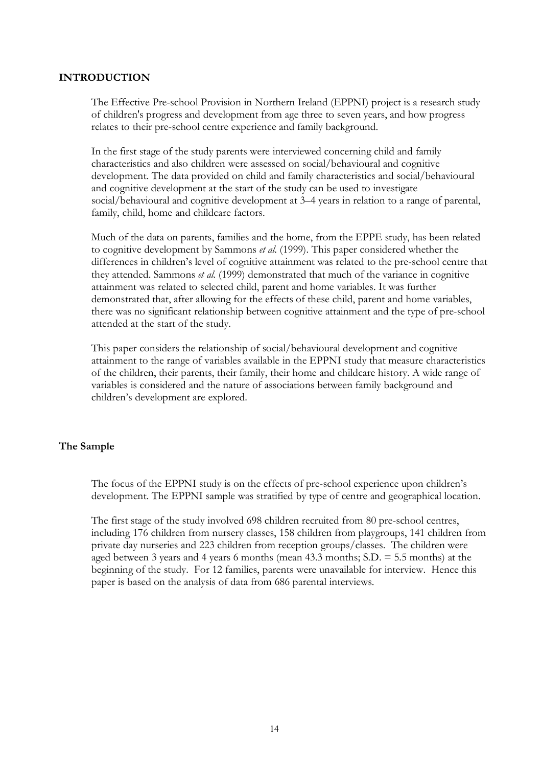## INTRODUCTION

The Effective Pre-school Provision in Northern Ireland (EPPNI) project is a research study of children's progress and development from age three to seven years, and how progress relates to their pre-school centre experience and family background.

In the first stage of the study parents were interviewed concerning child and family characteristics and also children were assessed on social/behavioural and cognitive development. The data provided on child and family characteristics and social/behavioural and cognitive development at the start of the study can be used to investigate social/behavioural and cognitive development at 3–4 years in relation to a range of parental, family, child, home and childcare factors.

Much of the data on parents, families and the home, from the EPPE study, has been related to cognitive development by Sammons *et al.* (1999). This paper considered whether the differences in children's level of cognitive attainment was related to the pre-school centre that they attended. Sammons *et al.* (1999) demonstrated that much of the variance in cognitive attainment was related to selected child, parent and home variables. It was further demonstrated that, after allowing for the effects of these child, parent and home variables, there was no significant relationship between cognitive attainment and the type of pre-school attended at the start of the study.

This paper considers the relationship of social/behavioural development and cognitive attainment to the range of variables available in the EPPNI study that measure characteristics of the children, their parents, their family, their home and childcare history. A wide range of variables is considered and the nature of associations between family background and children's development are explored.

### The Sample

The focus of the EPPNI study is on the effects of pre-school experience upon children's development. The EPPNI sample was stratified by type of centre and geographical location.

The first stage of the study involved 698 children recruited from 80 pre-school centres, including 176 children from nursery classes, 158 children from playgroups, 141 children from private day nurseries and 223 children from reception groups/classes. The children were aged between 3 years and 4 years 6 months (mean 43.3 months; S.D. = 5.5 months) at the beginning of the study. For 12 families, parents were unavailable for interview. Hence this paper is based on the analysis of data from 686 parental interviews.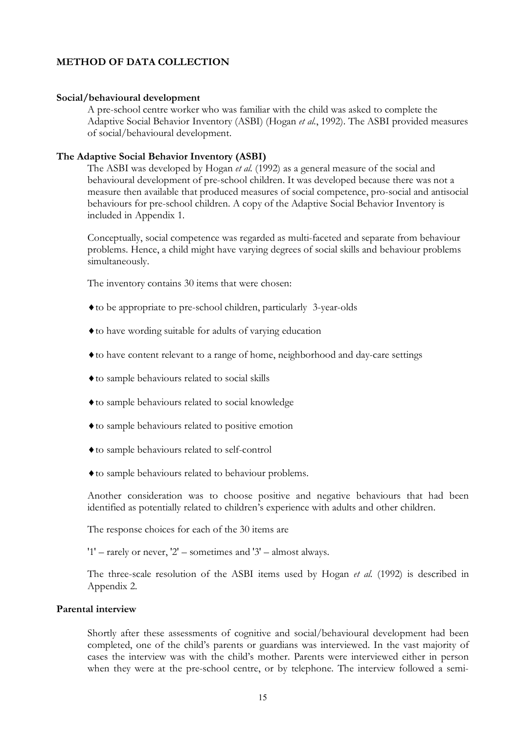## METHOD OF DATA COLLECTION

### Social/behavioural development

A pre-school centre worker who was familiar with the child was asked to complete the Adaptive Social Behavior Inventory (ASBI) (Hogan *et al.*, 1992). The ASBI provided measures of social/behavioural development.

### The Adaptive Social Behavior Inventory (ASBI)

The ASBI was developed by Hogan *et al.* (1992) as a general measure of the social and behavioural development of pre-school children. It was developed because there was not a measure then available that produced measures of social competence, pro-social and antisocial behaviours for pre-school children. A copy of the Adaptive Social Behavior Inventory is included in Appendix 1.

Conceptually, social competence was regarded as multi-faceted and separate from behaviour problems. Hence, a child might have varying degrees of social skills and behaviour problems simultaneously.

The inventory contains 30 items that were chosen:

- to be appropriate to pre-school children, particularly 3-year-olds
- to have wording suitable for adults of varying education
- to have content relevant to a range of home, neighborhood and day-care settings
- to sample behaviours related to social skills
- to sample behaviours related to social knowledge
- to sample behaviours related to positive emotion
- to sample behaviours related to self-control
- to sample behaviours related to behaviour problems.

Another consideration was to choose positive and negative behaviours that had been identified as potentially related to children's experience with adults and other children.

The response choices for each of the 30 items are

'1' – rarely or never, '2' – sometimes and '3' – almost always.

The three-scale resolution of the ASBI items used by Hogan *et al.* (1992) is described in Appendix 2.

### Parental interview

Shortly after these assessments of cognitive and social/behavioural development had been completed, one of the child's parents or guardians was interviewed. In the vast majority of cases the interview was with the child's mother. Parents were interviewed either in person when they were at the pre-school centre, or by telephone. The interview followed a semi-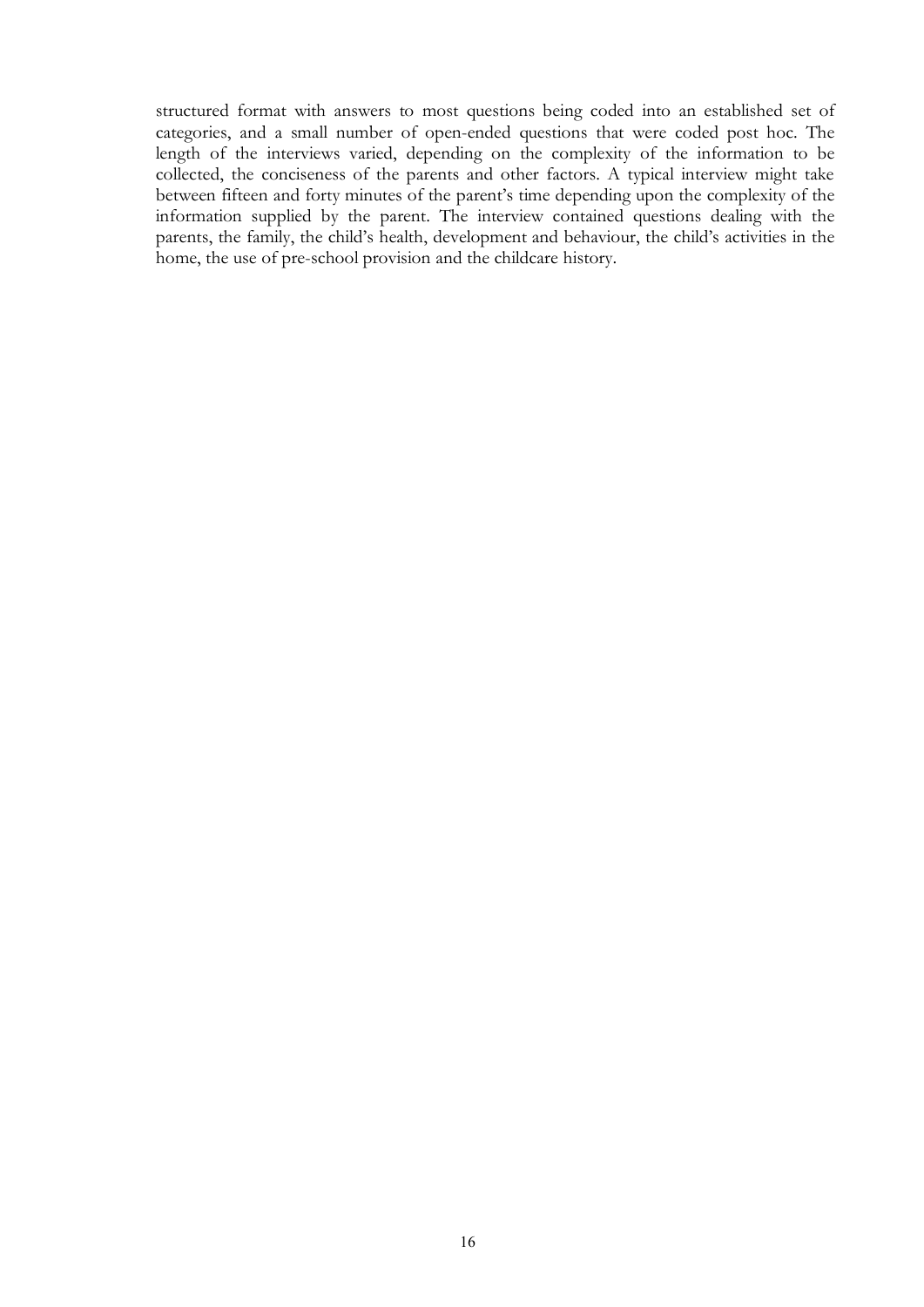structured format with answers to most questions being coded into an established set of categories, and a small number of open-ended questions that were coded post hoc. The length of the interviews varied, depending on the complexity of the information to be collected, the conciseness of the parents and other factors. A typical interview might take between fifteen and forty minutes of the parent's time depending upon the complexity of the information supplied by the parent. The interview contained questions dealing with the parents, the family, the child's health, development and behaviour, the child's activities in the home, the use of pre-school provision and the childcare history.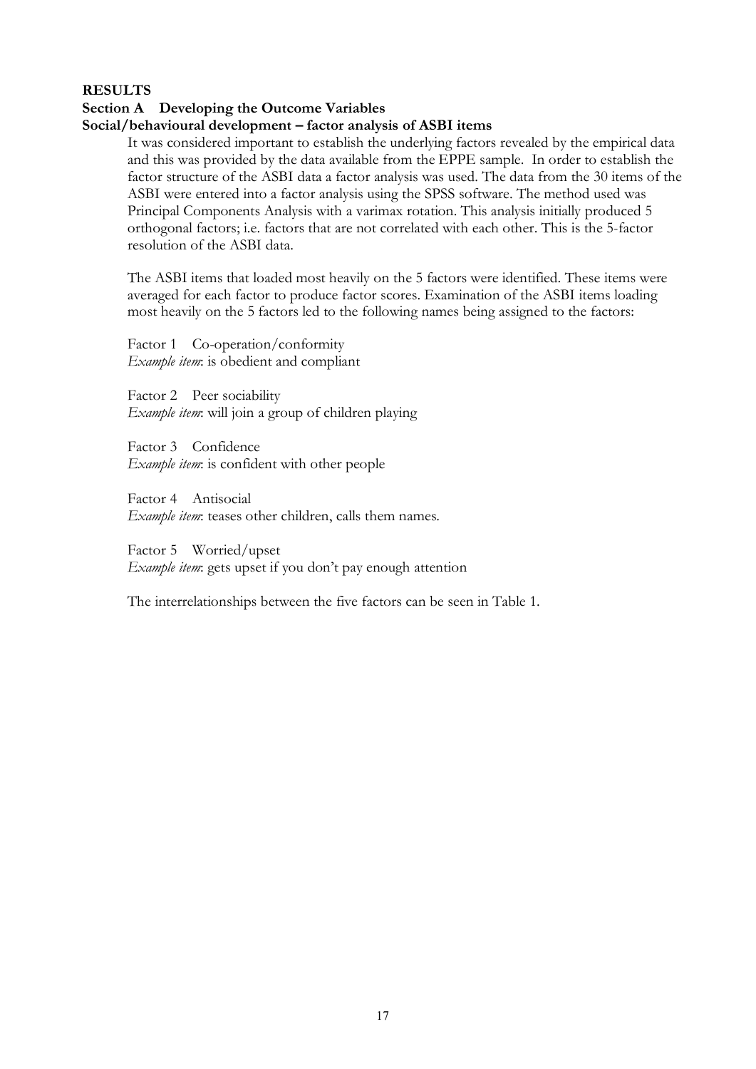## RESULTS

### Section A Developing the Outcome Variables

**Social/behavioural development – factor analysis of ASBI items**

It was considered important to establish the underlying factors revealed by the empirical data and this was provided by the data available from the EPPE sample. In order to establish the factor structure of the ASBI data a factor analysis was used. The data from the 30 items of the ASBI were entered into a factor analysis using the SPSS software. The method used was Principal Components Analysis with a varimax rotation. This analysis initially produced 5 orthogonal factors; i.e. factors that are not correlated with each other. This is the 5-factor resolution of the ASBI data.

The ASBI items that loaded most heavily on the 5 factors were identified. These items were averaged for each factor to produce factor scores. Examination of the ASBI items loading most heavily on the 5 factors led to the following names being assigned to the factors:

Factor 1 Co-operation/conformity
*Example item*: is obedient and compliant

Factor 2 Peer sociability
*Example item*: will join a group of children playing

Factor 3 Confidence
*Example item*: is confident with other people

Factor 4 Antisocial
*Example item*: teases other children, calls them names.

Factor 5 Worried/upset
*Example item*: gets upset if you don't pay enough attention

The interrelationships between the five factors can be seen in Table 1.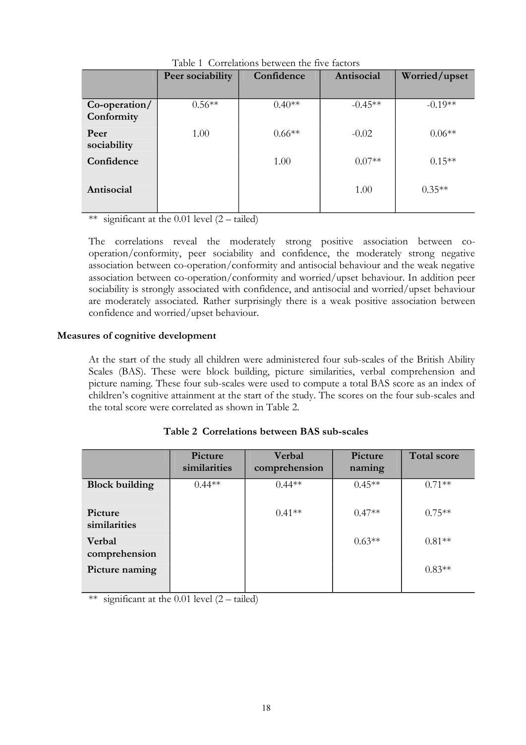Table 1 Correlations between the five factors

| | Peer sociability | Confidence | Antisocial | Worried/upset |
|---|---|---|---|---|
| **Co-operation/ Conformity** | 0.56** | 0.40** | -0.45** | -0.19** |
| **Peer sociability** | 1.00 | 0.66** | -0.02 | 0.06** |
| **Confidence** | | 1.00 | 0.07** | 0.15** |
| **Antisocial** | | | 1.00 | 0.35** |

** significant at the 0.01 level (2 – tailed)

The correlations reveal the moderately strong positive association between co-operation/conformity, peer sociability and confidence, the moderately strong negative association between co-operation/conformity and antisocial behaviour and the weak negative association between co-operation/conformity and worried/upset behaviour. In addition peer sociability is strongly associated with confidence, and antisocial and worried/upset behaviour are moderately associated. Rather surprisingly there is a weak positive association between confidence and worried/upset behaviour.

**Measures of cognitive development**

At the start of the study all children were administered four sub-scales of the British Ability Scales (BAS). These were block building, picture similarities, verbal comprehension and picture naming. These four sub-scales were used to compute a total BAS score as an index of children's cognitive attainment at the start of the study. The scores on the four sub-scales and the total score were correlated as shown in Table 2.

**Table 2 Correlations between BAS sub-scales**

| | Picture similarities | Verbal comprehension | Picture naming | Total score |
|---|---|---|---|---|
| **Block building** | 0.44** | 0.44** | 0.45** | 0.71** |
| **Picture similarities** | | 0.41** | 0.47** | 0.75** |
| **Verbal comprehension** | | | 0.63** | 0.81** |
| **Picture naming** | | | | 0.83** |

** significant at the 0.01 level (2 – tailed)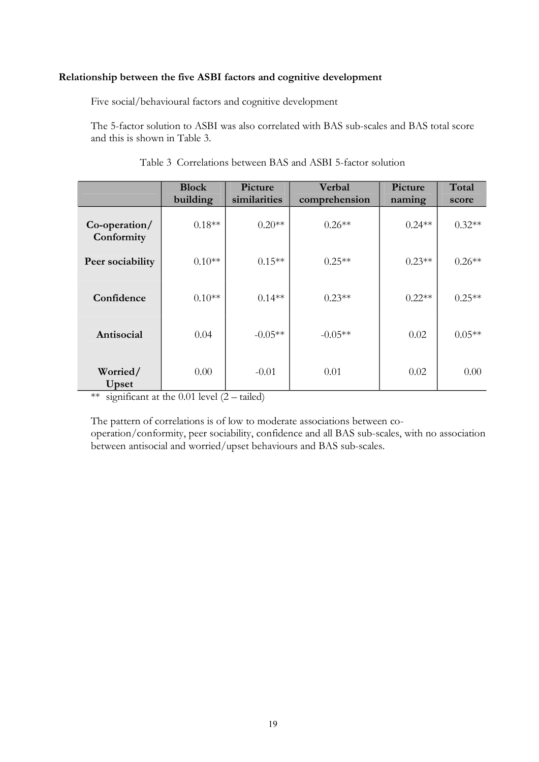**Relationship between the five ASBI factors and cognitive development**

Five social/behavioural factors and cognitive development

The 5-factor solution to ASBI was also correlated with BAS sub-scales and BAS total score and this is shown in Table 3.

Table 3 Correlations between BAS and ASBI 5-factor solution

| | **Block building** | **Picture similarities** | **Verbal comprehension** | **Picture naming** | **Total score** |
|---|---|---|---|---|---|
| **Co-operation/ Conformity** | 0.18** | 0.20** | 0.26** | 0.24** | 0.32** |
| **Peer sociability** | 0.10** | 0.15** | 0.25** | 0.23** | 0.26** |
| **Confidence** | 0.10** | 0.14** | 0.23** | 0.22** | 0.25** |
| **Antisocial** | 0.04 | -0.05** | -0.05** | 0.02 | 0.05** |
| **Worried/ Upset** | 0.00 | -0.01 | 0.01 | 0.02 | 0.00 |

** significant at the 0.01 level (2 – tailed)

The pattern of correlations is of low to moderate associations between co-operation/conformity, peer sociability, confidence and all BAS sub-scales, with no association between antisocial and worried/upset behaviours and BAS sub-scales.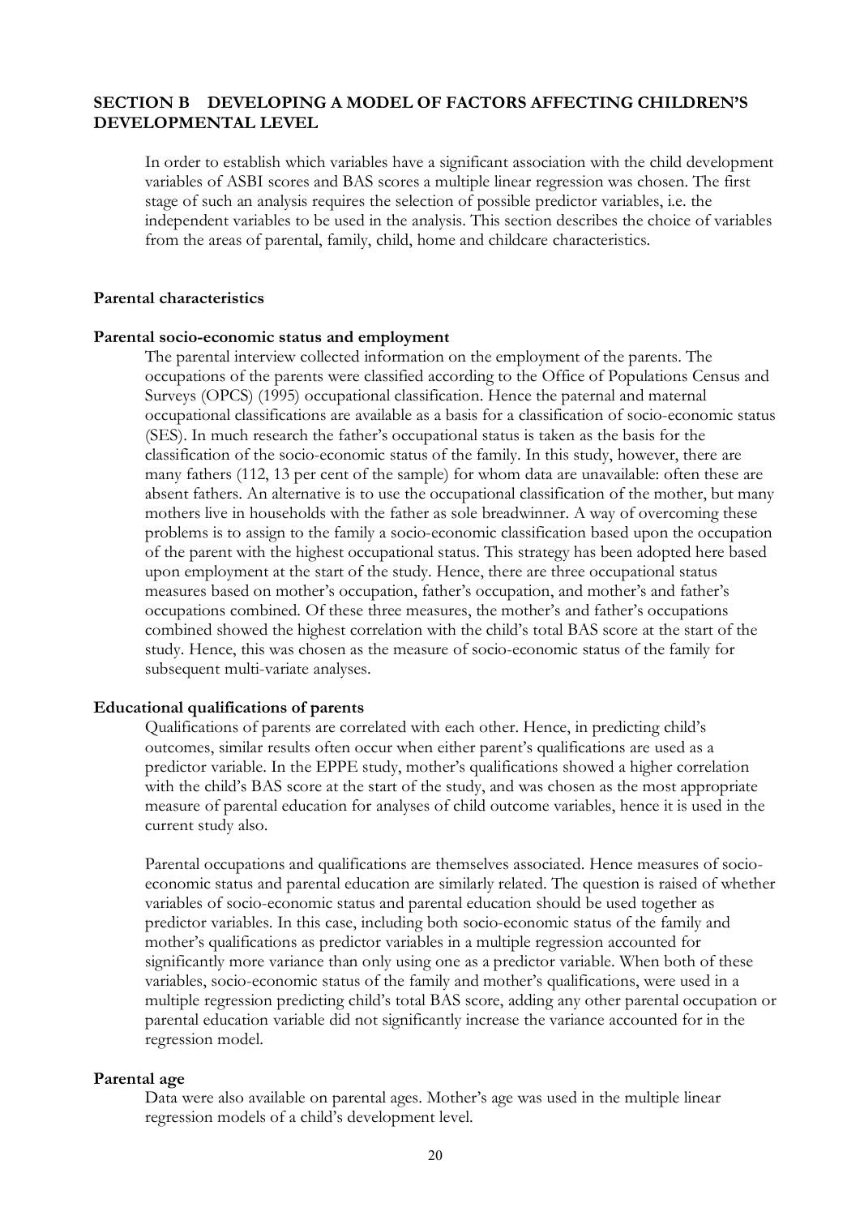## SECTION B DEVELOPING A MODEL OF FACTORS AFFECTING CHILDREN'S DEVELOPMENTAL LEVEL

In order to establish which variables have a significant association with the child development variables of ASBI scores and BAS scores a multiple linear regression was chosen. The first stage of such an analysis requires the selection of possible predictor variables, i.e. the independent variables to be used in the analysis. This section describes the choice of variables from the areas of parental, family, child, home and childcare characteristics.

### Parental characteristics

#### Parental socio-economic status and employment

The parental interview collected information on the employment of the parents. The occupations of the parents were classified according to the Office of Populations Census and Surveys (OPCS) (1995) occupational classification. Hence the paternal and maternal occupational classifications are available as a basis for a classification of socio-economic status (SES). In much research the father's occupational status is taken as the basis for the classification of the socio-economic status of the family. In this study, however, there are many fathers (112, 13 per cent of the sample) for whom data are unavailable: often these are absent fathers. An alternative is to use the occupational classification of the mother, but many mothers live in households with the father as sole breadwinner. A way of overcoming these problems is to assign to the family a socio-economic classification based upon the occupation of the parent with the highest occupational status. This strategy has been adopted here based upon employment at the start of the study. Hence, there are three occupational status measures based on mother's occupation, father's occupation, and mother's and father's occupations combined. Of these three measures, the mother's and father's occupations combined showed the highest correlation with the child's total BAS score at the start of the study. Hence, this was chosen as the measure of socio-economic status of the family for subsequent multi-variate analyses.

#### Educational qualifications of parents

Qualifications of parents are correlated with each other. Hence, in predicting child's outcomes, similar results often occur when either parent's qualifications are used as a predictor variable. In the EPPE study, mother's qualifications showed a higher correlation with the child's BAS score at the start of the study, and was chosen as the most appropriate measure of parental education for analyses of child outcome variables, hence it is used in the current study also.

Parental occupations and qualifications are themselves associated. Hence measures of socio-economic status and parental education are similarly related. The question is raised of whether variables of socio-economic status and parental education should be used together as predictor variables. In this case, including both socio-economic status of the family and mother's qualifications as predictor variables in a multiple regression accounted for significantly more variance than only using one as a predictor variable. When both of these variables, socio-economic status of the family and mother's qualifications, were used in a multiple regression predicting child's total BAS score, adding any other parental occupation or parental education variable did not significantly increase the variance accounted for in the regression model.

#### Parental age

Data were also available on parental ages. Mother's age was used in the multiple linear regression models of a child's development level.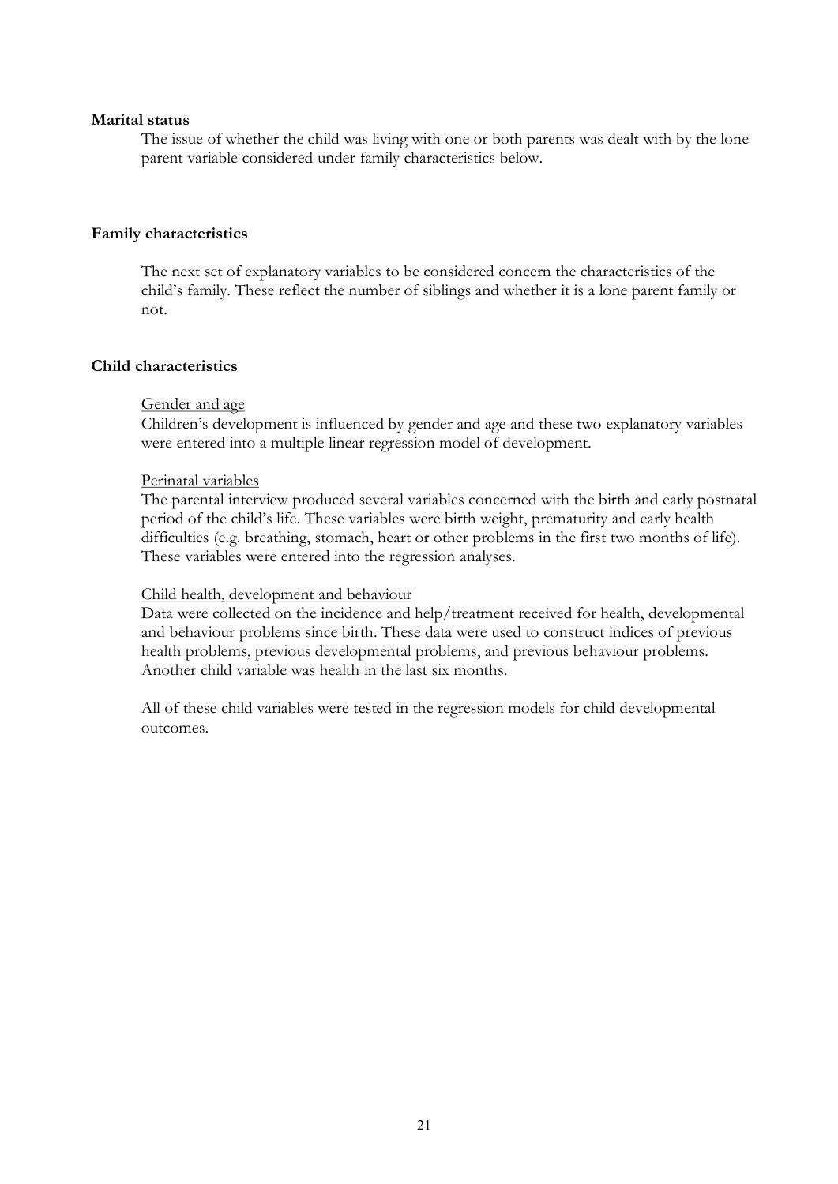**Marital status**

The issue of whether the child was living with one or both parents was dealt with by the lone parent variable considered under family characteristics below.

**Family characteristics**

The next set of explanatory variables to be considered concern the characteristics of the child's family. These reflect the number of siblings and whether it is a lone parent family or not.

**Child characteristics**

Gender and age

Children's development is influenced by gender and age and these two explanatory variables were entered into a multiple linear regression model of development.

Perinatal variables

The parental interview produced several variables concerned with the birth and early postnatal period of the child's life. These variables were birth weight, prematurity and early health difficulties (e.g. breathing, stomach, heart or other problems in the first two months of life). These variables were entered into the regression analyses.

Child health, development and behaviour

Data were collected on the incidence and help/treatment received for health, developmental and behaviour problems since birth. These data were used to construct indices of previous health problems, previous developmental problems, and previous behaviour problems. Another child variable was health in the last six months.

All of these child variables were tested in the regression models for child developmental outcomes.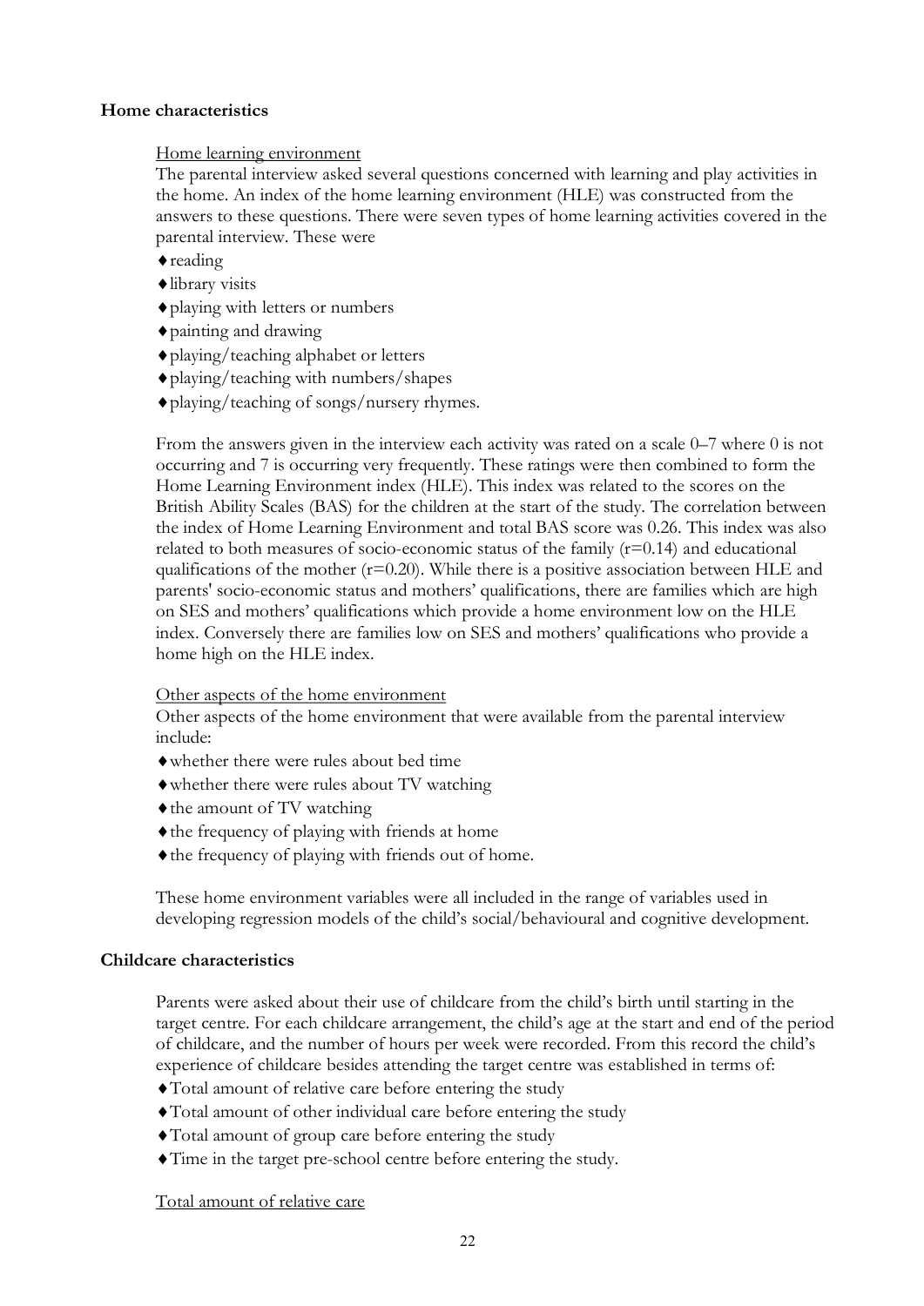### Home characteristics

Home learning environment

The parental interview asked several questions concerned with learning and play activities in the home. An index of the home learning environment (HLE) was constructed from the answers to these questions. There were seven types of home learning activities covered in the parental interview. These were

- reading
- library visits
- playing with letters or numbers
- painting and drawing
- playing/teaching alphabet or letters
- playing/teaching with numbers/shapes
- playing/teaching of songs/nursery rhymes.

From the answers given in the interview each activity was rated on a scale 0–7 where 0 is not occurring and 7 is occurring very frequently. These ratings were then combined to form the Home Learning Environment index (HLE). This index was related to the scores on the British Ability Scales (BAS) for the children at the start of the study. The correlation between the index of Home Learning Environment and total BAS score was 0.26. This index was also related to both measures of socio-economic status of the family ($r=0.14$) and educational qualifications of the mother ($r=0.20$). While there is a positive association between HLE and parents' socio-economic status and mothers' qualifications, there are families which are high on SES and mothers' qualifications which provide a home environment low on the HLE index. Conversely there are families low on SES and mothers' qualifications who provide a home high on the HLE index.

Other aspects of the home environment

Other aspects of the home environment that were available from the parental interview include:

- whether there were rules about bed time
- whether there were rules about TV watching
- the amount of TV watching
- the frequency of playing with friends at home
- the frequency of playing with friends out of home.

These home environment variables were all included in the range of variables used in developing regression models of the child's social/behavioural and cognitive development.

### Childcare characteristics

Parents were asked about their use of childcare from the child's birth until starting in the target centre. For each childcare arrangement, the child's age at the start and end of the period of childcare, and the number of hours per week were recorded. From this record the child's experience of childcare besides attending the target centre was established in terms of:

- Total amount of relative care before entering the study
- Total amount of other individual care before entering the study
- Total amount of group care before entering the study
- Time in the target pre-school centre before entering the study.

Total amount of relative care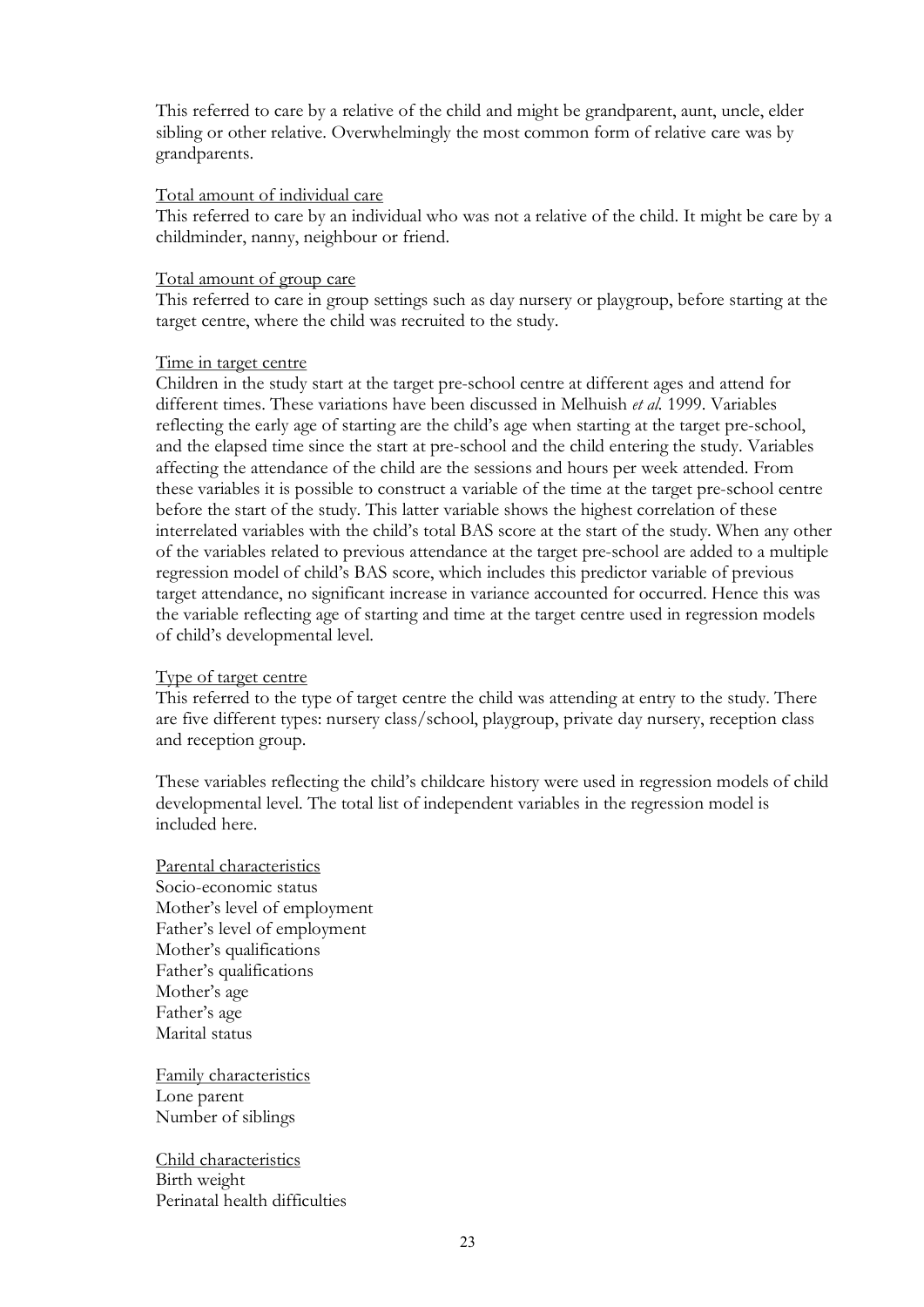This referred to care by a relative of the child and might be grandparent, aunt, uncle, elder sibling or other relative. Overwhelmingly the most common form of relative care was by grandparents.

Total amount of individual care

This referred to care by an individual who was not a relative of the child. It might be care by a childminder, nanny, neighbour or friend.

Total amount of group care

This referred to care in group settings such as day nursery or playgroup, before starting at the target centre, where the child was recruited to the study.

Time in target centre

Children in the study start at the target pre-school centre at different ages and attend for different times. These variations have been discussed in Melhuish *et al.* 1999. Variables reflecting the early age of starting are the child's age when starting at the target pre-school, and the elapsed time since the start at pre-school and the child entering the study. Variables affecting the attendance of the child are the sessions and hours per week attended. From these variables it is possible to construct a variable of the time at the target pre-school centre before the start of the study. This latter variable shows the highest correlation of these interrelated variables with the child's total BAS score at the start of the study. When any other of the variables related to previous attendance at the target pre-school are added to a multiple regression model of child's BAS score, which includes this predictor variable of previous target attendance, no significant increase in variance accounted for occurred. Hence this was the variable reflecting age of starting and time at the target centre used in regression models of child's developmental level.

Type of target centre

This referred to the type of target centre the child was attending at entry to the study. There are five different types: nursery class/school, playgroup, private day nursery, reception class and reception group.

These variables reflecting the child's childcare history were used in regression models of child developmental level. The total list of independent variables in the regression model is included here.

Parental characteristics
Socio-economic status
Mother's level of employment
Father's level of employment
Mother's qualifications
Father's qualifications
Mother's age
Father's age
Marital status

Family characteristics
Lone parent
Number of siblings

Child characteristics
Birth weight
Perinatal health difficulties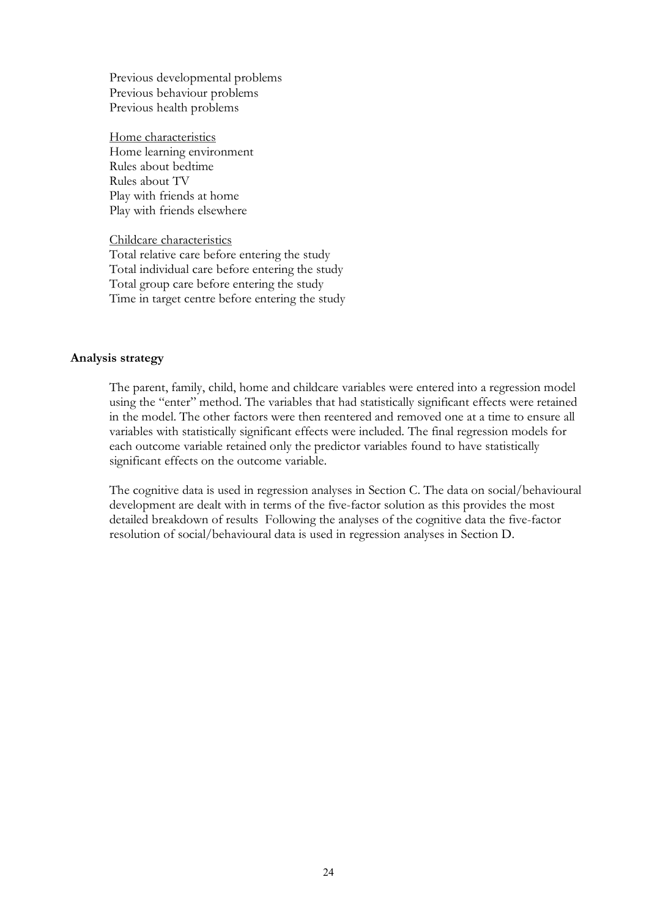Previous developmental problems
Previous behaviour problems
Previous health problems

Home characteristics
Home learning environment
Rules about bedtime
Rules about TV
Play with friends at home
Play with friends elsewhere

Childcare characteristics
Total relative care before entering the study
Total individual care before entering the study
Total group care before entering the study
Time in target centre before entering the study

**Analysis strategy**

The parent, family, child, home and childcare variables were entered into a regression model using the "enter" method. The variables that had statistically significant effects were retained in the model. The other factors were then reentered and removed one at a time to ensure all variables with statistically significant effects were included. The final regression models for each outcome variable retained only the predictor variables found to have statistically significant effects on the outcome variable.

The cognitive data is used in regression analyses in Section C. The data on social/behavioural development are dealt with in terms of the five-factor solution as this provides the most detailed breakdown of results Following the analyses of the cognitive data the five-factor resolution of social/behavioural data is used in regression analyses in Section D.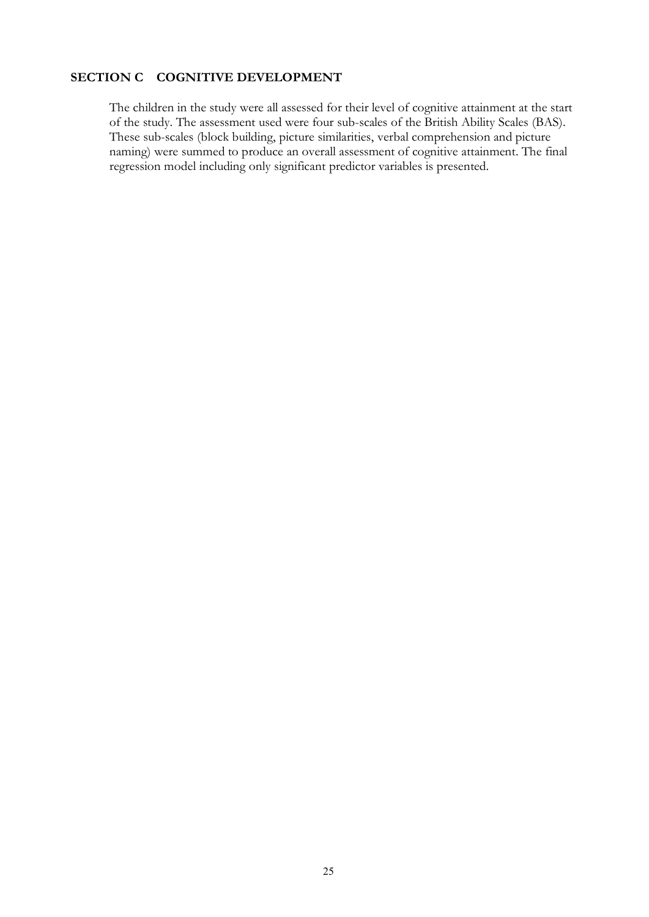## SECTION C COGNITIVE DEVELOPMENT

The children in the study were all assessed for their level of cognitive attainment at the start of the study. The assessment used were four sub-scales of the British Ability Scales (BAS). These sub-scales (block building, picture similarities, verbal comprehension and picture naming) were summed to produce an overall assessment of cognitive attainment. The final regression model including only significant predictor variables is presented.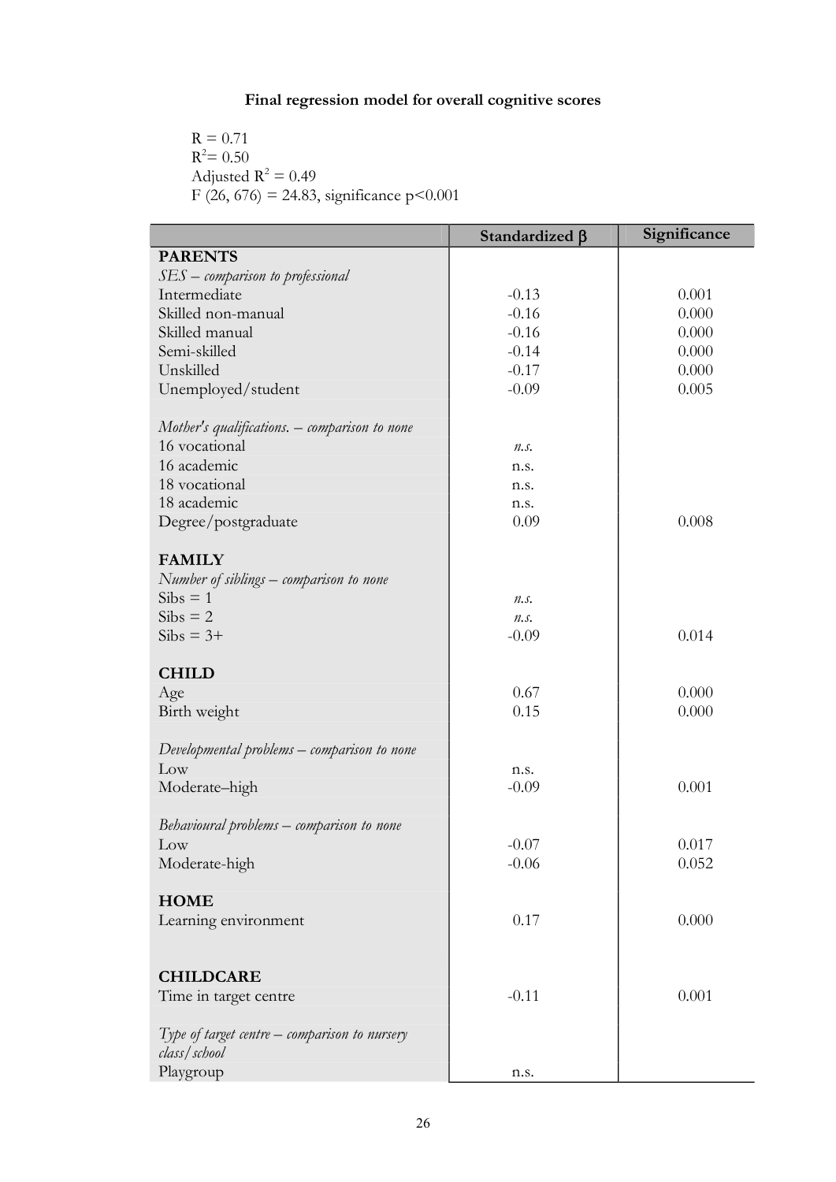**Final regression model for overall cognitive scores**

$R = 0.71$
$R^2 = 0.50$
Adjusted $R^2 = 0.49$
$F\ (26, 676) = 24.83$, significance $p<0.001$

| | Standardized $\beta$ | Significance |
|---|---|---|
| **PARENTS** | | |
| *SES – comparison to professional* | | |
| Intermediate | -0.13 | 0.001 |
| Skilled non-manual | -0.16 | 0.000 |
| Skilled manual | -0.16 | 0.000 |
| Semi-skilled | -0.14 | 0.000 |
| Unskilled | -0.17 | 0.000 |
| Unemployed/student | -0.09 | 0.005 |
| | | |
| *Mother's qualifications. – comparison to none* | | |
| 16 vocational | *n.s.* | |
| 16 academic | n.s. | |
| 18 vocational | n.s. | |
| 18 academic | n.s. | |
| Degree/postgraduate | 0.09 | 0.008 |
| | | |
| **FAMILY** | | |
| *Number of siblings – comparison to none* | | |
| Sibs = 1 | *n.s.* | |
| Sibs = 2 | *n.s.* | |
| Sibs = 3+ | -0.09 | 0.014 |
| | | |
| **CHILD** | | |
| Age | 0.67 | 0.000 |
| Birth weight | 0.15 | 0.000 |
| | | |
| *Developmental problems – comparison to none* | | |
| Low | n.s. | |
| Moderate–high | -0.09 | 0.001 |
| | | |
| *Behavioural problems – comparison to none* | | |
| Low | -0.07 | 0.017 |
| Moderate-high | -0.06 | 0.052 |
| | | |
| **HOME** | | |
| Learning environment | 0.17 | 0.000 |
| | | |
| **CHILDCARE** | | |
| Time in target centre | -0.11 | 0.001 |
| | | |
| *Type of target centre – comparison to nursery class/school* | | |
| Playgroup | n.s. | |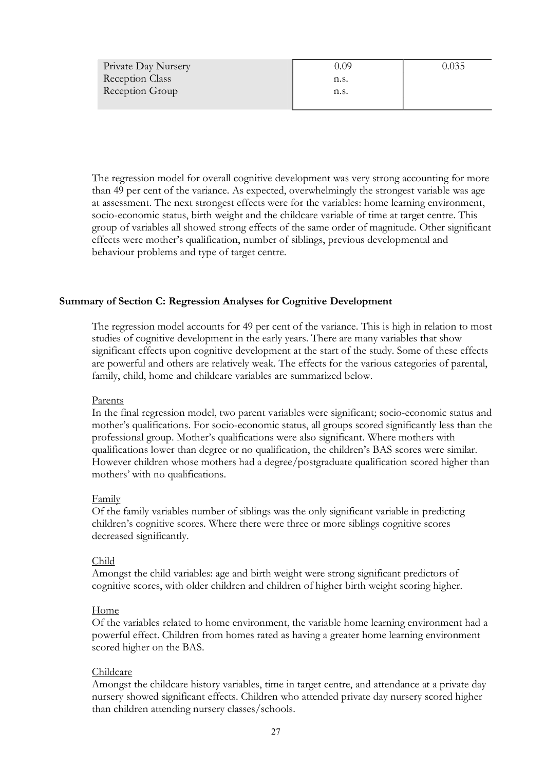| | | |
|---|---|---|
| Private Day Nursery | 0.09 | 0.035 |
| Reception Class | n.s. | |
| Reception Group | n.s. | |

The regression model for overall cognitive development was very strong accounting for more than 49 per cent of the variance. As expected, overwhelmingly the strongest variable was age at assessment. The next strongest effects were for the variables: home learning environment, socio-economic status, birth weight and the childcare variable of time at target centre. This group of variables all showed strong effects of the same order of magnitude. Other significant effects were mother's qualification, number of siblings, previous developmental and behaviour problems and type of target centre.

**Summary of Section C: Regression Analyses for Cognitive Development**

The regression model accounts for 49 per cent of the variance. This is high in relation to most studies of cognitive development in the early years. There are many variables that show significant effects upon cognitive development at the start of the study. Some of these effects are powerful and others are relatively weak. The effects for the various categories of parental, family, child, home and childcare variables are summarized below.

Parents

In the final regression model, two parent variables were significant; socio-economic status and mother's qualifications. For socio-economic status, all groups scored significantly less than the professional group. Mother's qualifications were also significant. Where mothers with qualifications lower than degree or no qualification, the children's BAS scores were similar. However children whose mothers had a degree/postgraduate qualification scored higher than mothers' with no qualifications.

Family

Of the family variables number of siblings was the only significant variable in predicting children's cognitive scores. Where there were three or more siblings cognitive scores decreased significantly.

Child

Amongst the child variables: age and birth weight were strong significant predictors of cognitive scores, with older children and children of higher birth weight scoring higher.

Home

Of the variables related to home environment, the variable home learning environment had a powerful effect. Children from homes rated as having a greater home learning environment scored higher on the BAS.

Childcare

Amongst the childcare history variables, time in target centre, and attendance at a private day nursery showed significant effects. Children who attended private day nursery scored higher than children attending nursery classes/schools.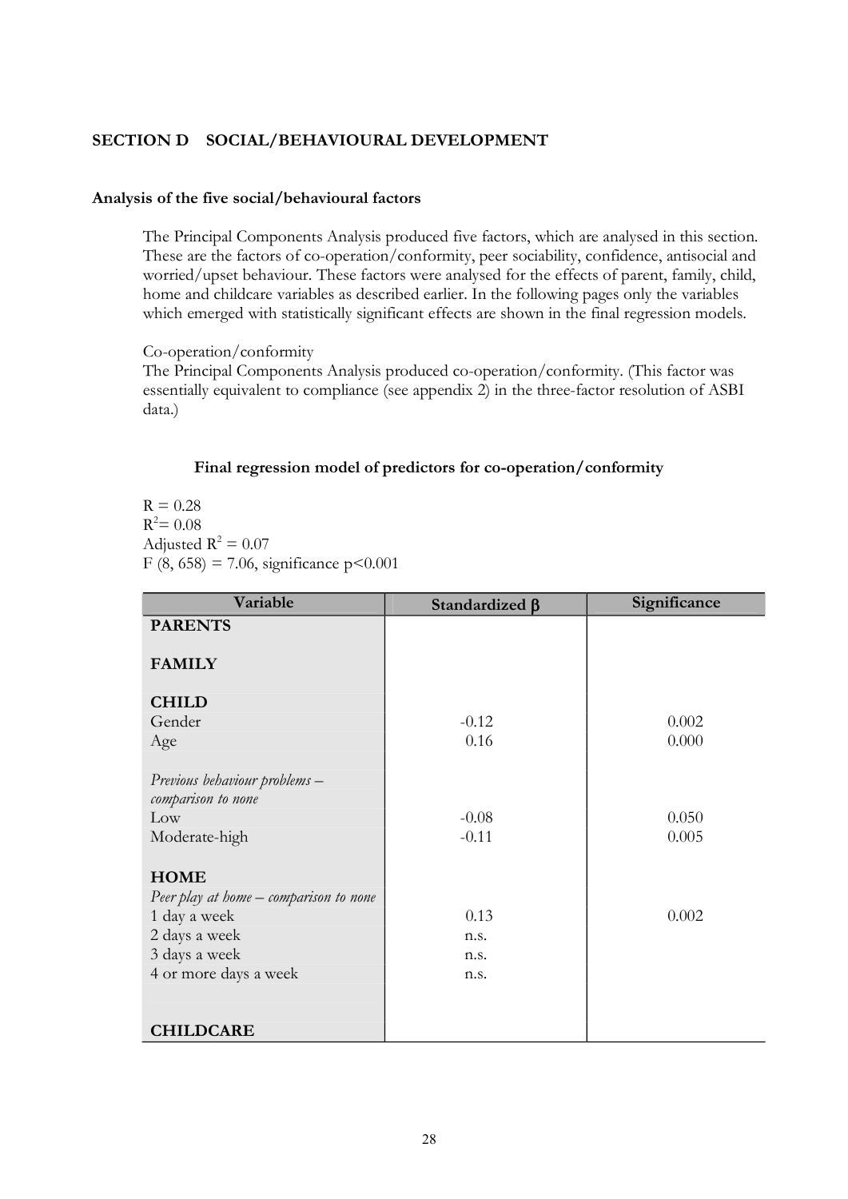## SECTION D SOCIAL/BEHAVIOURAL DEVELOPMENT

### Analysis of the five social/behavioural factors

The Principal Components Analysis produced five factors, which are analysed in this section. These are the factors of co-operation/conformity, peer sociability, confidence, antisocial and worried/upset behaviour. These factors were analysed for the effects of parent, family, child, home and childcare variables as described earlier. In the following pages only the variables which emerged with statistically significant effects are shown in the final regression models.

Co-operation/conformity

The Principal Components Analysis produced co-operation/conformity. (This factor was essentially equivalent to compliance (see appendix 2) in the three-factor resolution of ASBI data.)

**Final regression model of predictors for co-operation/conformity**

R = 0.28
$R^2$= 0.08
Adjusted $R^2$ = 0.07
F (8, 658) = 7.06, significance $p<0.001$

| Variable | Standardized β | Significance |
|---|---|---|
| **PARENTS** | | |
| **FAMILY** | | |
| **CHILD** | | |
| Gender | -0.12 | 0.002 |
| Age | 0.16 | 0.000 |
| *Previous behaviour problems – comparison to none* | | |
| Low | -0.08 | 0.050 |
| Moderate-high | -0.11 | 0.005 |
| **HOME** | | |
| *Peer play at home – comparison to none* | | |
| 1 day a week | 0.13 | 0.002 |
| 2 days a week | n.s. | |
| 3 days a week | n.s. | |
| 4 or more days a week | n.s. | |
| **CHILDCARE** | | |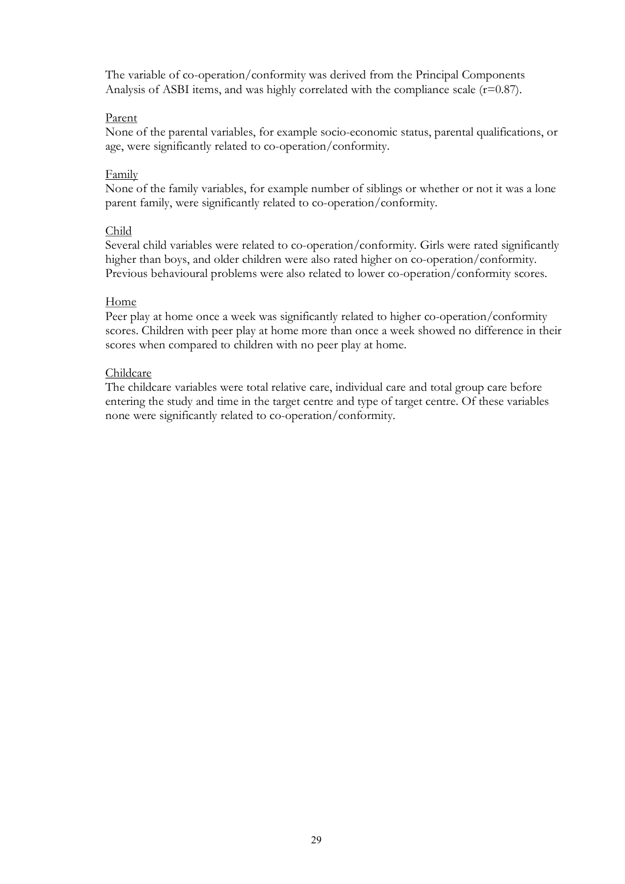The variable of co-operation/conformity was derived from the Principal Components Analysis of ASBI items, and was highly correlated with the compliance scale ($r=0.87$).

<u>Parent</u>

None of the parental variables, for example socio-economic status, parental qualifications, or age, were significantly related to co-operation/conformity.

<u>Family</u>

None of the family variables, for example number of siblings or whether or not it was a lone parent family, were significantly related to co-operation/conformity.

<u>Child</u>

Several child variables were related to co-operation/conformity. Girls were rated significantly higher than boys, and older children were also rated higher on co-operation/conformity. Previous behavioural problems were also related to lower co-operation/conformity scores.

<u>Home</u>

Peer play at home once a week was significantly related to higher co-operation/conformity scores. Children with peer play at home more than once a week showed no difference in their scores when compared to children with no peer play at home.

<u>Childcare</u>

The childcare variables were total relative care, individual care and total group care before entering the study and time in the target centre and type of target centre. Of these variables none were significantly related to co-operation/conformity.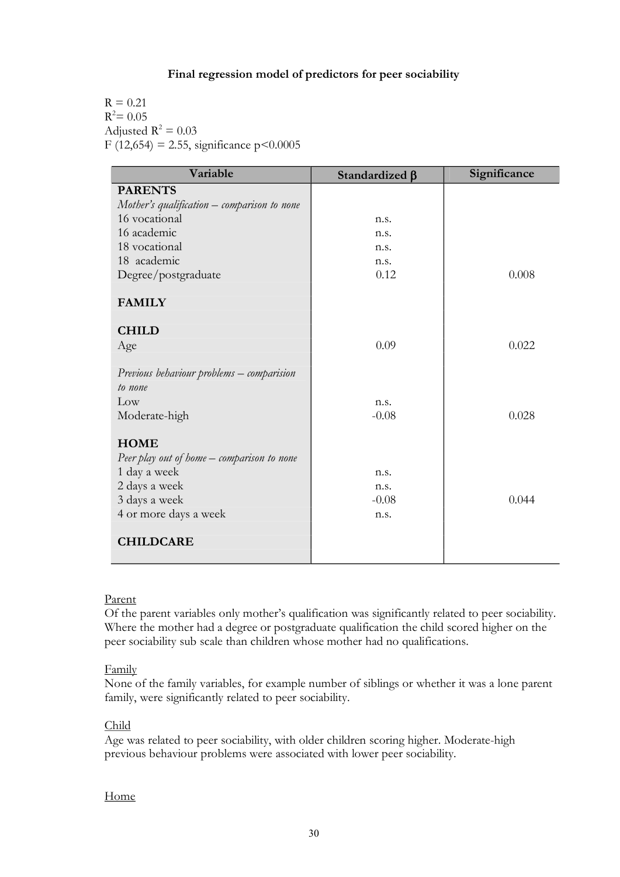**Final regression model of predictors for peer sociability**

$R = 0.21$
$R^2 = 0.05$
Adjusted $R^2 = 0.03$
$F(12,654) = 2.55$, significance $p<0.0005$

| Variable | Standardized β | Significance |
|---|---|---|
| **PARENTS** | | |
| *Mother's qualification – comparison to none* | | |
| 16 vocational | n.s. | |
| 16 academic | n.s. | |
| 18 vocational | n.s. | |
| 18 academic | n.s. | |
| Degree/postgraduate | 0.12 | 0.008 |
| **FAMILY** | | |
| **CHILD** | | |
| Age | 0.09 | 0.022 |
| *Previous behaviour problems – comparision to none* | | |
| Low | n.s. | |
| Moderate-high | -0.08 | 0.028 |
| **HOME** | | |
| *Peer play out of home – comparison to none* | | |
| 1 day a week | n.s. | |
| 2 days a week | n.s. | |
| 3 days a week | -0.08 | 0.044 |
| 4 or more days a week | n.s. | |
| **CHILDCARE** | | |

<u>Parent</u>

Of the parent variables only mother's qualification was significantly related to peer sociability. Where the mother had a degree or postgraduate qualification the child scored higher on the peer sociability sub scale than children whose mother had no qualifications.

<u>Family</u>

None of the family variables, for example number of siblings or whether it was a lone parent family, were significantly related to peer sociability.

<u>Child</u>

Age was related to peer sociability, with older children scoring higher. Moderate-high previous behaviour problems were associated with lower peer sociability.

<u>Home</u>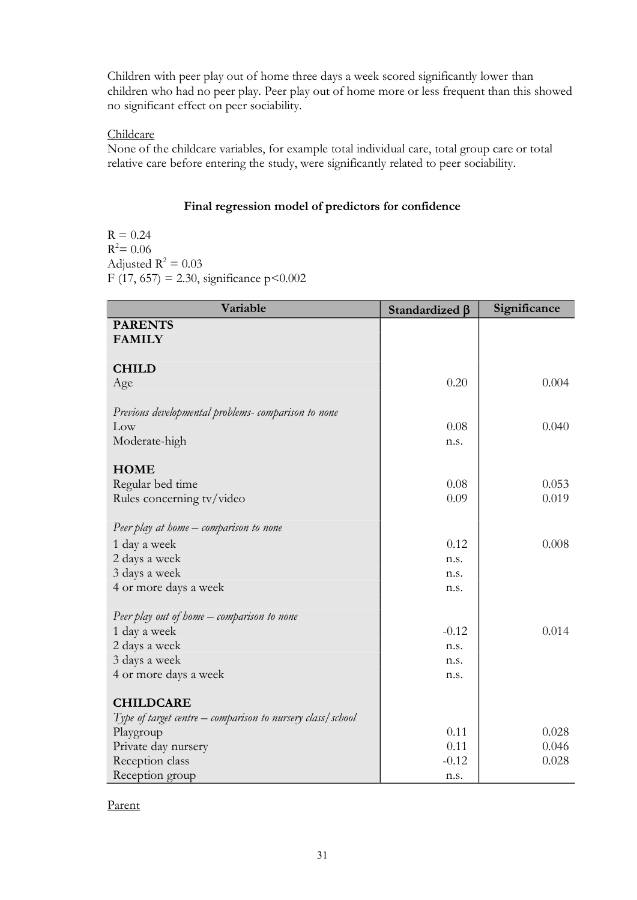Children with peer play out of home three days a week scored significantly lower than children who had no peer play. Peer play out of home more or less frequent than this showed no significant effect on peer sociability.

Childcare

None of the childcare variables, for example total individual care, total group care or total relative care before entering the study, were significantly related to peer sociability.

### Final regression model of predictors for confidence

$R = 0.24$
$R^2 = 0.06$
Adjusted $R^2 = 0.03$
$F (17, 657) = 2.30$, significance $p<0.002$

| Variable | Standardized β | Significance |
|---|---|---|
| **PARENTS** | | |
| **FAMILY** | | |
| | | |
| **CHILD** | | |
| Age | 0.20 | 0.004 |
| | | |
| *Previous developmental problems- comparison to none* | | |
| Low | 0.08 | 0.040 |
| Moderate-high | n.s. | |
| | | |
| **HOME** | | |
| Regular bed time | 0.08 | 0.053 |
| Rules concerning tv/video | 0.09 | 0.019 |
| | | |
| *Peer play at home – comparison to none* | | |
| 1 day a week | 0.12 | 0.008 |
| 2 days a week | n.s. | |
| 3 days a week | n.s. | |
| 4 or more days a week | n.s. | |
| | | |
| *Peer play out of home – comparison to none* | | |
| 1 day a week | -0.12 | 0.014 |
| 2 days a week | n.s. | |
| 3 days a week | n.s. | |
| 4 or more days a week | n.s. | |
| | | |
| **CHILDCARE** | | |
| *Type of target centre – comparison to nursery class/school* | | |
| Playgroup | 0.11 | 0.028 |
| Private day nursery | 0.11 | 0.046 |
| Reception class | -0.12 | 0.028 |
| Reception group | n.s. | |

Parent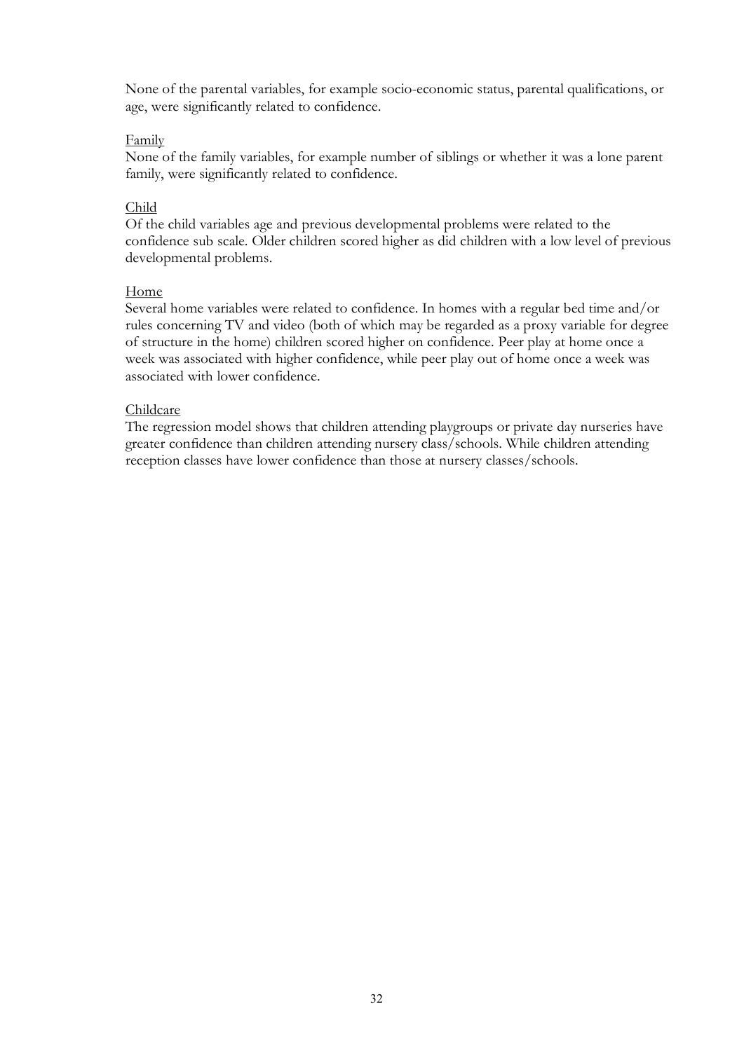None of the parental variables, for example socio-economic status, parental qualifications, or age, were significantly related to confidence.

<u>Family</u>

None of the family variables, for example number of siblings or whether it was a lone parent family, were significantly related to confidence.

<u>Child</u>

Of the child variables age and previous developmental problems were related to the confidence sub scale. Older children scored higher as did children with a low level of previous developmental problems.

<u>Home</u>

Several home variables were related to confidence. In homes with a regular bed time and/or rules concerning TV and video (both of which may be regarded as a proxy variable for degree of structure in the home) children scored higher on confidence. Peer play at home once a week was associated with higher confidence, while peer play out of home once a week was associated with lower confidence.

<u>Childcare</u>

The regression model shows that children attending playgroups or private day nurseries have greater confidence than children attending nursery class/schools. While children attending reception classes have lower confidence than those at nursery classes/schools.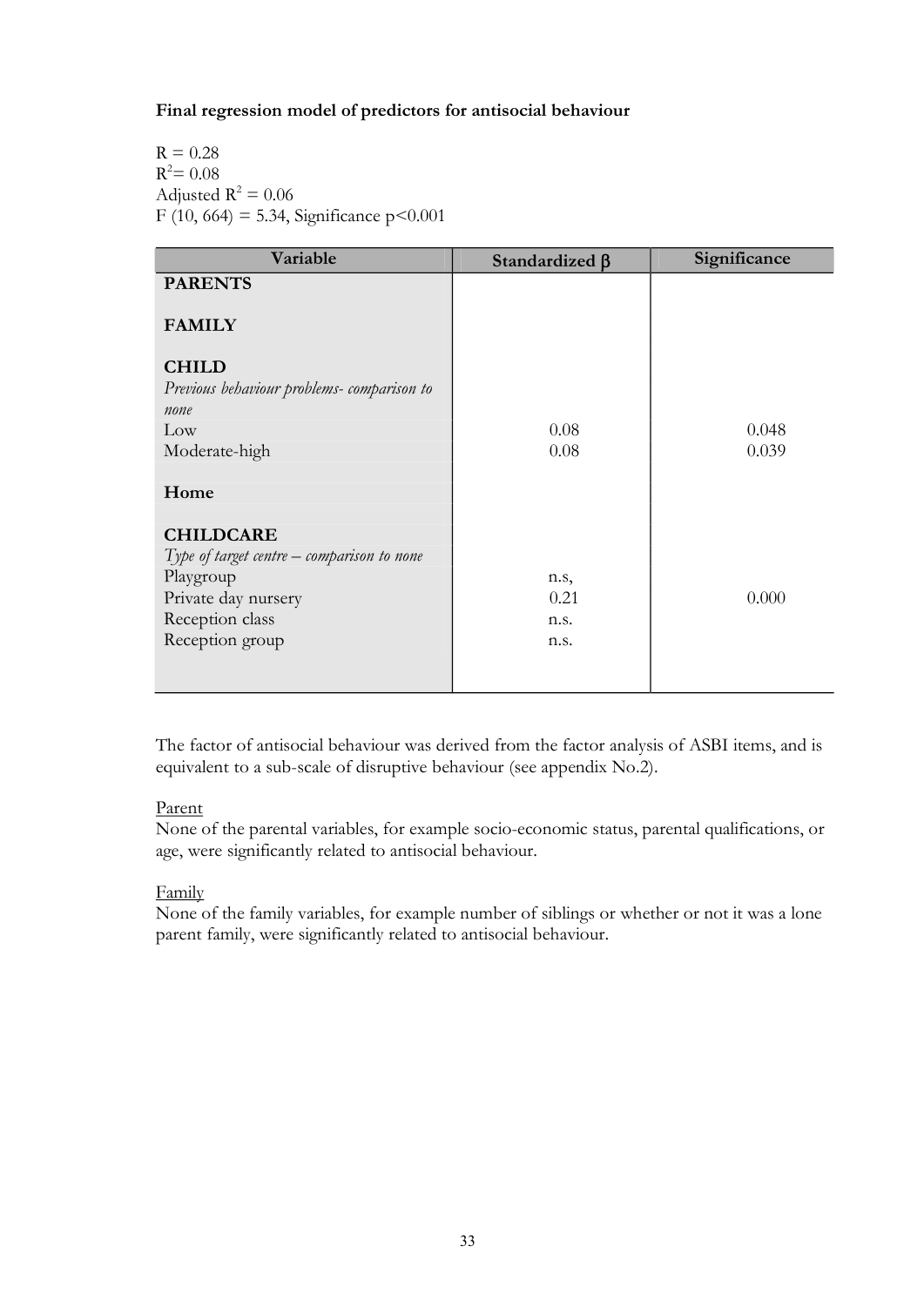**Final regression model of predictors for antisocial behaviour**

$R = 0.28$
$R^2 = 0.08$
Adjusted $R^2 = 0.06$
$F (10, 664) = 5.34$, Significance $p<0.001$

| Variable | Standardized β | Significance |
|---|---|---|
| **PARENTS** | | |
| **FAMILY** | | |
| **CHILD** | | |
| *Previous behaviour problems- comparison to none* | | |
| Low | 0.08 | 0.048 |
| Moderate-high | 0.08 | 0.039 |
| **Home** | | |
| **CHILDCARE** | | |
| *Type of target centre – comparison to none* | | |
| Playgroup | n.s, | |
| Private day nursery | 0.21 | 0.000 |
| Reception class | n.s. | |
| Reception group | n.s. | |

The factor of antisocial behaviour was derived from the factor analysis of ASBI items, and is equivalent to a sub-scale of disruptive behaviour (see appendix No.2).

Parent
None of the parental variables, for example socio-economic status, parental qualifications, or age, were significantly related to antisocial behaviour.

Family
None of the family variables, for example number of siblings or whether or not it was a lone parent family, were significantly related to antisocial behaviour.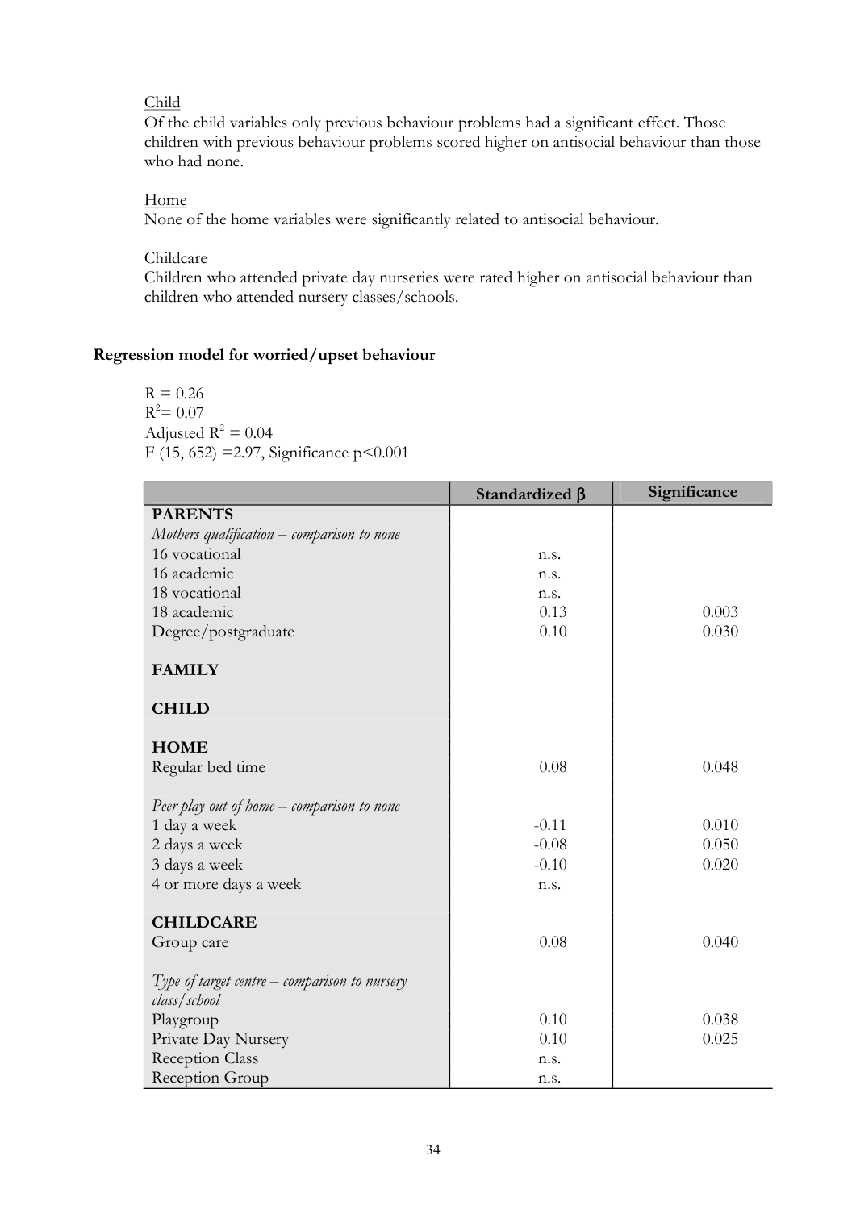Child

Of the child variables only previous behaviour problems had a significant effect. Those children with previous behaviour problems scored higher on antisocial behaviour than those who had none.

Home

None of the home variables were significantly related to antisocial behaviour.

Childcare

Children who attended private day nurseries were rated higher on antisocial behaviour than children who attended nursery classes/schools.

### Regression model for worried/upset behaviour

$R = 0.26$
$R^2 = 0.07$
Adjusted $R^2 = 0.04$
$F (15, 652) = 2.97$, Significance $p<0.001$

| | Standardized β | Significance |
|---|---|---|
| **PARENTS** | | |
| *Mothers qualification – comparison to none* | | |
| 16 vocational | n.s. | |
| 16 academic | n.s. | |
| 18 vocational | n.s. | |
| 18 academic | 0.13 | 0.003 |
| Degree/postgraduate | 0.10 | 0.030 |
| **FAMILY** | | |
| **CHILD** | | |
| **HOME** | | |
| Regular bed time | 0.08 | 0.048 |
| *Peer play out of home – comparison to none* | | |
| 1 day a week | -0.11 | 0.010 |
| 2 days a week | -0.08 | 0.050 |
| 3 days a week | -0.10 | 0.020 |
| 4 or more days a week | n.s. | |
| **CHILDCARE** | | |
| Group care | 0.08 | 0.040 |
| *Type of target centre – comparison to nursery class/school* | | |
| Playgroup | 0.10 | 0.038 |
| Private Day Nursery | 0.10 | 0.025 |
| Reception Class | n.s. | |
| Reception Group | n.s. | |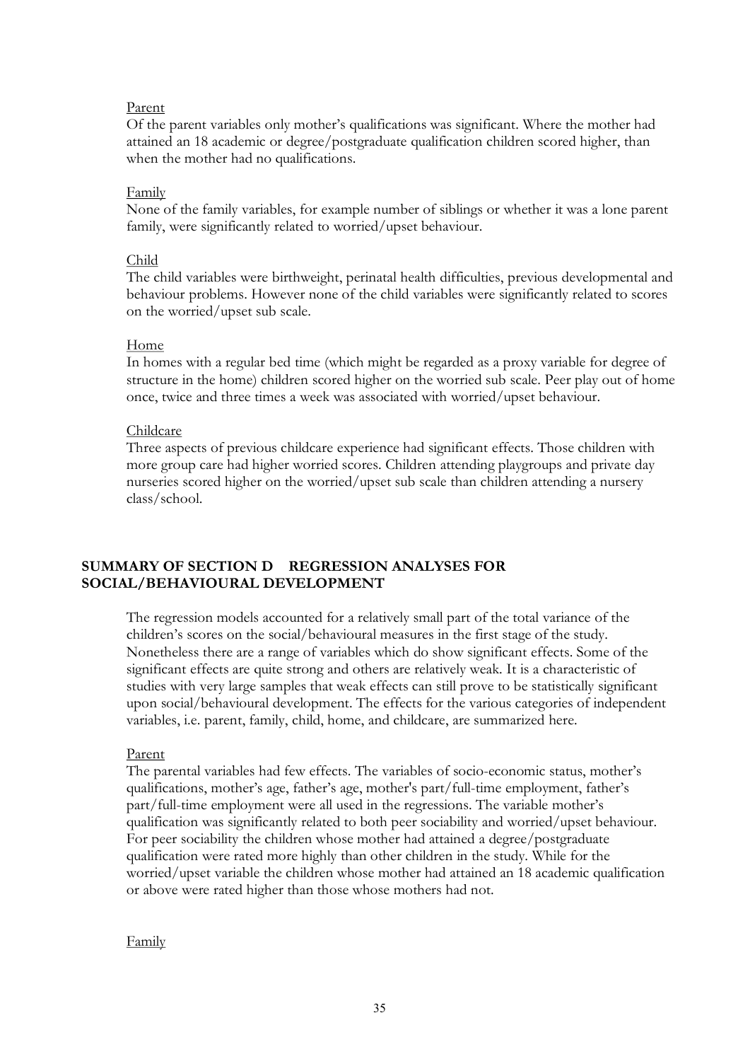Parent

Of the parent variables only mother's qualifications was significant. Where the mother had attained an 18 academic or degree/postgraduate qualification children scored higher, than when the mother had no qualifications.

Family

None of the family variables, for example number of siblings or whether it was a lone parent family, were significantly related to worried/upset behaviour.

Child

The child variables were birthweight, perinatal health difficulties, previous developmental and behaviour problems. However none of the child variables were significantly related to scores on the worried/upset sub scale.

Home

In homes with a regular bed time (which might be regarded as a proxy variable for degree of structure in the home) children scored higher on the worried sub scale. Peer play out of home once, twice and three times a week was associated with worried/upset behaviour.

Childcare

Three aspects of previous childcare experience had significant effects. Those children with more group care had higher worried scores. Children attending playgroups and private day nurseries scored higher on the worried/upset sub scale than children attending a nursery class/school.

## SUMMARY OF SECTION D REGRESSION ANALYSES FOR SOCIAL/BEHAVIOURAL DEVELOPMENT

The regression models accounted for a relatively small part of the total variance of the children's scores on the social/behavioural measures in the first stage of the study. Nonetheless there are a range of variables which do show significant effects. Some of the significant effects are quite strong and others are relatively weak. It is a characteristic of studies with very large samples that weak effects can still prove to be statistically significant upon social/behavioural development. The effects for the various categories of independent variables, i.e. parent, family, child, home, and childcare, are summarized here.

Parent

The parental variables had few effects. The variables of socio-economic status, mother's qualifications, mother's age, father's age, mother's part/full-time employment, father's part/full-time employment were all used in the regressions. The variable mother's qualification was significantly related to both peer sociability and worried/upset behaviour. For peer sociability the children whose mother had attained a degree/postgraduate qualification were rated more highly than other children in the study. While for the worried/upset variable the children whose mother had attained an 18 academic qualification or above were rated higher than those whose mothers had not.

Family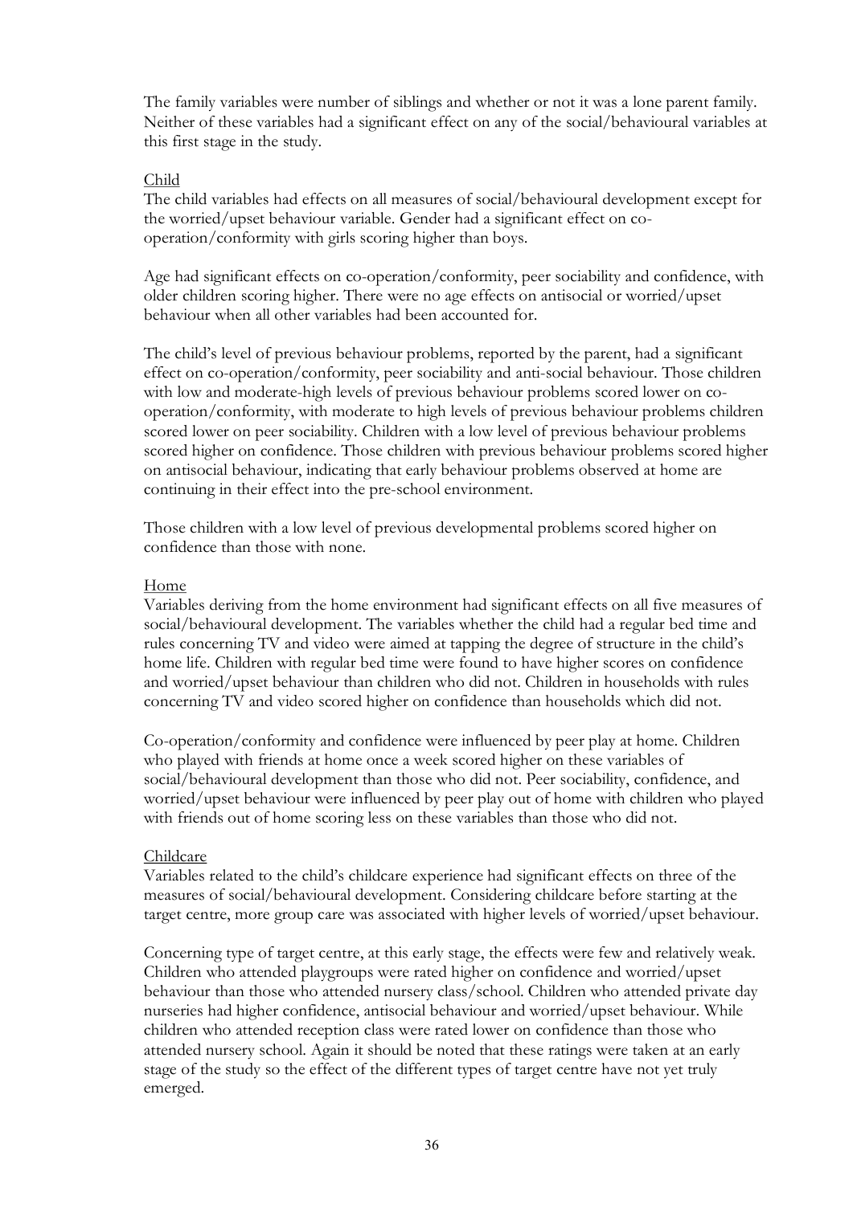The family variables were number of siblings and whether or not it was a lone parent family. Neither of these variables had a significant effect on any of the social/behavioural variables at this first stage in the study.

### Child

The child variables had effects on all measures of social/behavioural development except for the worried/upset behaviour variable. Gender had a significant effect on co-operation/conformity with girls scoring higher than boys.

Age had significant effects on co-operation/conformity, peer sociability and confidence, with older children scoring higher. There were no age effects on antisocial or worried/upset behaviour when all other variables had been accounted for.

The child's level of previous behaviour problems, reported by the parent, had a significant effect on co-operation/conformity, peer sociability and anti-social behaviour. Those children with low and moderate-high levels of previous behaviour problems scored lower on co-operation/conformity, with moderate to high levels of previous behaviour problems children scored lower on peer sociability. Children with a low level of previous behaviour problems scored higher on confidence. Those children with previous behaviour problems scored higher on antisocial behaviour, indicating that early behaviour problems observed at home are continuing in their effect into the pre-school environment.

Those children with a low level of previous developmental problems scored higher on confidence than those with none.

### Home

Variables deriving from the home environment had significant effects on all five measures of social/behavioural development. The variables whether the child had a regular bed time and rules concerning TV and video were aimed at tapping the degree of structure in the child's home life. Children with regular bed time were found to have higher scores on confidence and worried/upset behaviour than children who did not. Children in households with rules concerning TV and video scored higher on confidence than households which did not.

Co-operation/conformity and confidence were influenced by peer play at home. Children who played with friends at home once a week scored higher on these variables of social/behavioural development than those who did not. Peer sociability, confidence, and worried/upset behaviour were influenced by peer play out of home with children who played with friends out of home scoring less on these variables than those who did not.

### Childcare

Variables related to the child's childcare experience had significant effects on three of the measures of social/behavioural development. Considering childcare before starting at the target centre, more group care was associated with higher levels of worried/upset behaviour.

Concerning type of target centre, at this early stage, the effects were few and relatively weak. Children who attended playgroups were rated higher on confidence and worried/upset behaviour than those who attended nursery class/school. Children who attended private day nurseries had higher confidence, antisocial behaviour and worried/upset behaviour. While children who attended reception class were rated lower on confidence than those who attended nursery school. Again it should be noted that these ratings were taken at an early stage of the study so the effect of the different types of target centre have not yet truly emerged.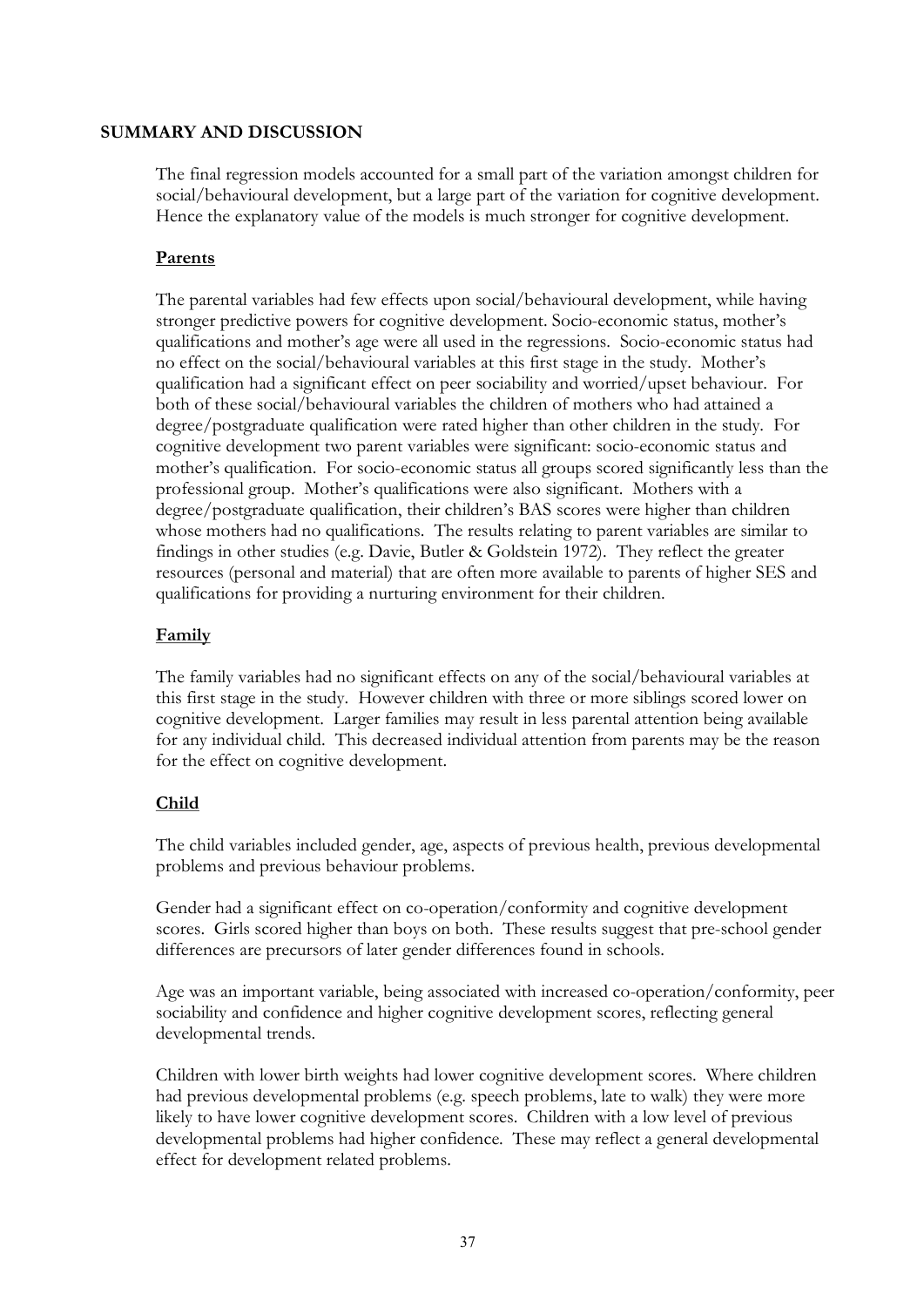## SUMMARY AND DISCUSSION

The final regression models accounted for a small part of the variation amongst children for social/behavioural development, but a large part of the variation for cognitive development. Hence the explanatory value of the models is much stronger for cognitive development.

### Parents

The parental variables had few effects upon social/behavioural development, while having stronger predictive powers for cognitive development. Socio-economic status, mother's qualifications and mother's age were all used in the regressions. Socio-economic status had no effect on the social/behavioural variables at this first stage in the study. Mother's qualification had a significant effect on peer sociability and worried/upset behaviour. For both of these social/behavioural variables the children of mothers who had attained a degree/postgraduate qualification were rated higher than other children in the study. For cognitive development two parent variables were significant: socio-economic status and mother's qualification. For socio-economic status all groups scored significantly less than the professional group. Mother's qualifications were also significant. Mothers with a degree/postgraduate qualification, their children's BAS scores were higher than children whose mothers had no qualifications. The results relating to parent variables are similar to findings in other studies (e.g. Davie, Butler & Goldstein 1972). They reflect the greater resources (personal and material) that are often more available to parents of higher SES and qualifications for providing a nurturing environment for their children.

### Family

The family variables had no significant effects on any of the social/behavioural variables at this first stage in the study. However children with three or more siblings scored lower on cognitive development. Larger families may result in less parental attention being available for any individual child. This decreased individual attention from parents may be the reason for the effect on cognitive development.

### Child

The child variables included gender, age, aspects of previous health, previous developmental problems and previous behaviour problems.

Gender had a significant effect on co-operation/conformity and cognitive development scores. Girls scored higher than boys on both. These results suggest that pre-school gender differences are precursors of later gender differences found in schools.

Age was an important variable, being associated with increased co-operation/conformity, peer sociability and confidence and higher cognitive development scores, reflecting general developmental trends.

Children with lower birth weights had lower cognitive development scores. Where children had previous developmental problems (e.g. speech problems, late to walk) they were more likely to have lower cognitive development scores. Children with a low level of previous developmental problems had higher confidence. These may reflect a general developmental effect for development related problems.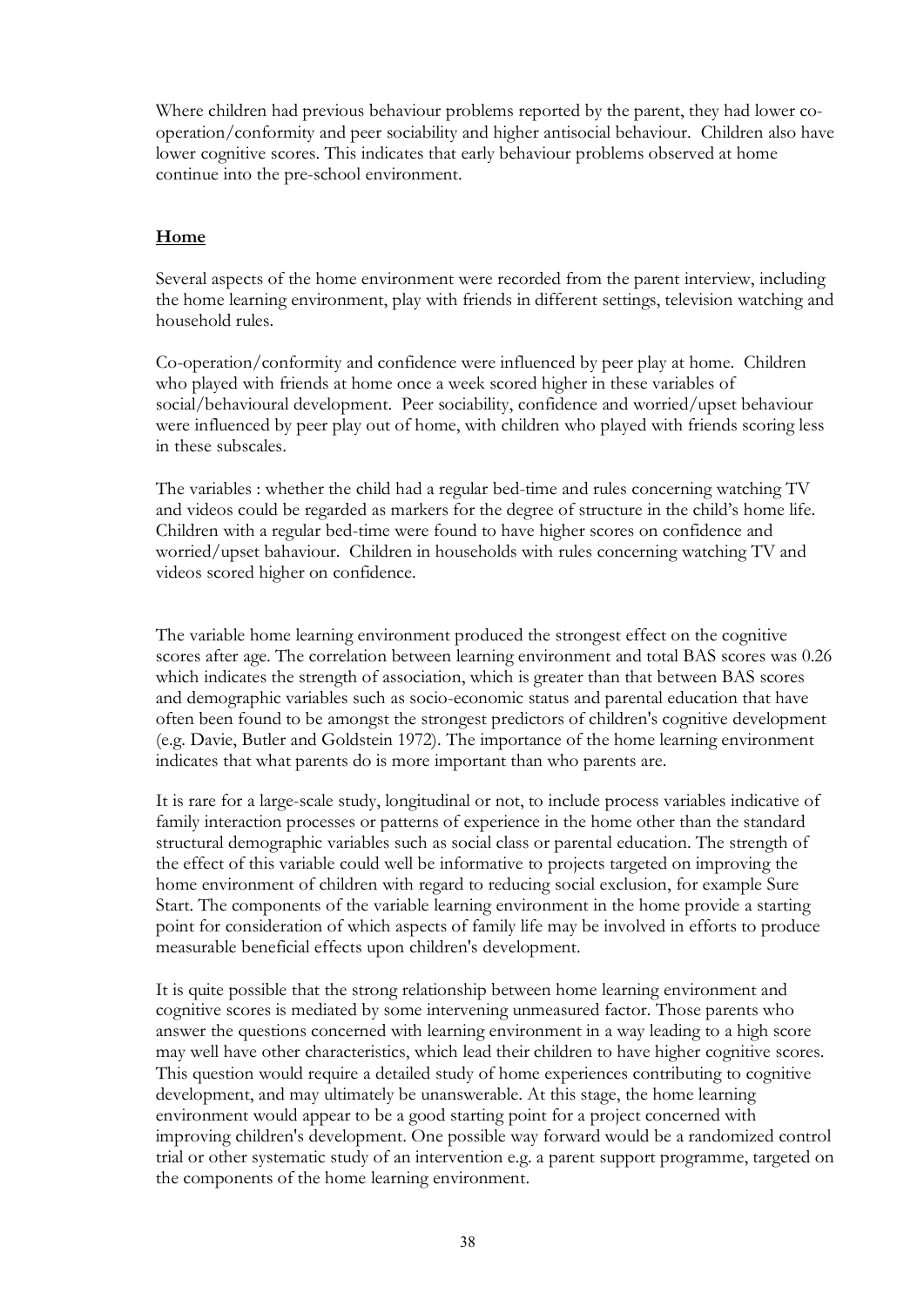Where children had previous behaviour problems reported by the parent, they had lower co-operation/conformity and peer sociability and higher antisocial behaviour. Children also have lower cognitive scores. This indicates that early behaviour problems observed at home continue into the pre-school environment.

## Home

Several aspects of the home environment were recorded from the parent interview, including the home learning environment, play with friends in different settings, television watching and household rules.

Co-operation/conformity and confidence were influenced by peer play at home. Children who played with friends at home once a week scored higher in these variables of social/behavioural development. Peer sociability, confidence and worried/upset behaviour were influenced by peer play out of home, with children who played with friends scoring less in these subscales.

The variables : whether the child had a regular bed-time and rules concerning watching TV and videos could be regarded as markers for the degree of structure in the child's home life. Children with a regular bed-time were found to have higher scores on confidence and worried/upset bahaviour. Children in households with rules concerning watching TV and videos scored higher on confidence.

The variable home learning environment produced the strongest effect on the cognitive scores after age. The correlation between learning environment and total BAS scores was 0.26 which indicates the strength of association, which is greater than that between BAS scores and demographic variables such as socio-economic status and parental education that have often been found to be amongst the strongest predictors of children's cognitive development (e.g. Davie, Butler and Goldstein 1972). The importance of the home learning environment indicates that what parents do is more important than who parents are.

It is rare for a large-scale study, longitudinal or not, to include process variables indicative of family interaction processes or patterns of experience in the home other than the standard structural demographic variables such as social class or parental education. The strength of the effect of this variable could well be informative to projects targeted on improving the home environment of children with regard to reducing social exclusion, for example Sure Start. The components of the variable learning environment in the home provide a starting point for consideration of which aspects of family life may be involved in efforts to produce measurable beneficial effects upon children's development.

It is quite possible that the strong relationship between home learning environment and cognitive scores is mediated by some intervening unmeasured factor. Those parents who answer the questions concerned with learning environment in a way leading to a high score may well have other characteristics, which lead their children to have higher cognitive scores. This question would require a detailed study of home experiences contributing to cognitive development, and may ultimately be unanswerable. At this stage, the home learning environment would appear to be a good starting point for a project concerned with improving children's development. One possible way forward would be a randomized control trial or other systematic study of an intervention e.g. a parent support programme, targeted on the components of the home learning environment.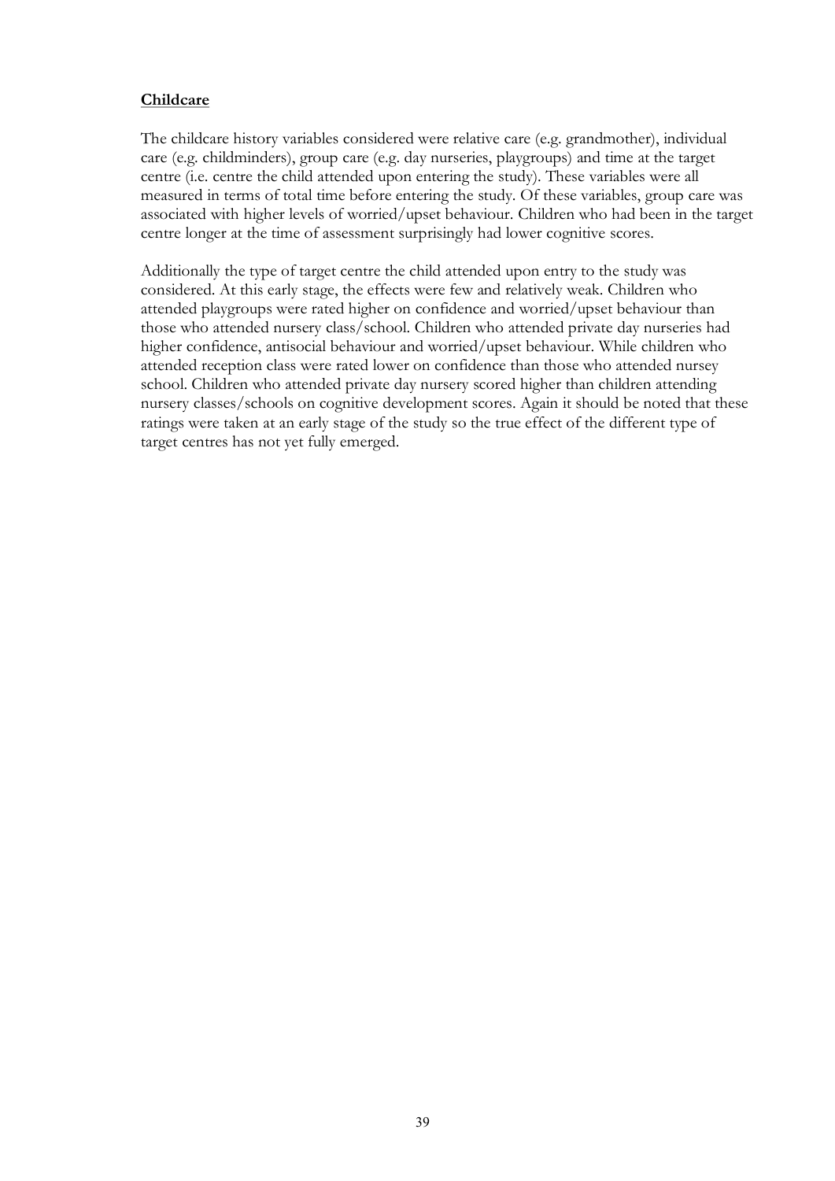**Childcare**

The childcare history variables considered were relative care (e.g. grandmother), individual care (e.g. childminders), group care (e.g. day nurseries, playgroups) and time at the target centre (i.e. centre the child attended upon entering the study). These variables were all measured in terms of total time before entering the study. Of these variables, group care was associated with higher levels of worried/upset behaviour. Children who had been in the target centre longer at the time of assessment surprisingly had lower cognitive scores.

Additionally the type of target centre the child attended upon entry to the study was considered. At this early stage, the effects were few and relatively weak. Children who attended playgroups were rated higher on confidence and worried/upset behaviour than those who attended nursery class/school. Children who attended private day nurseries had higher confidence, antisocial behaviour and worried/upset behaviour. While children who attended reception class were rated lower on confidence than those who attended nursey school. Children who attended private day nursery scored higher than children attending nursery classes/schools on cognitive development scores. Again it should be noted that these ratings were taken at an early stage of the study so the true effect of the different type of target centres has not yet fully emerged.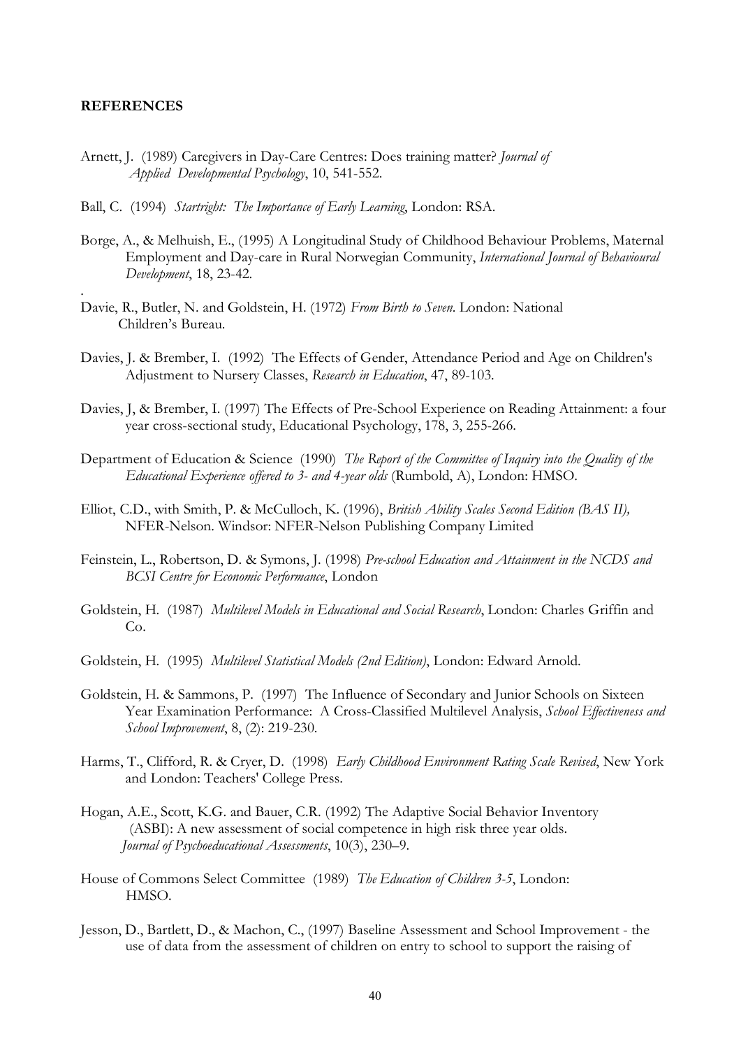**REFERENCES**

Arnett, J. (1989) Caregivers in Day-Care Centres: Does training matter? *Journal of Applied Developmental Psychology*, 10, 541-552.

Ball, C. (1994) *Startright: The Importance of Early Learning*, London: RSA.

Borge, A., & Melhuish, E., (1995) A Longitudinal Study of Childhood Behaviour Problems, Maternal Employment and Day-care in Rural Norwegian Community, *International Journal of Behavioural Development*, 18, 23-42.

Davie, R., Butler, N. and Goldstein, H. (1972) *From Birth to Seven*. London: National Children's Bureau.

Davies, J. & Brember, I. (1992) The Effects of Gender, Attendance Period and Age on Children's Adjustment to Nursery Classes, *Research in Education*, 47, 89-103.

Davies, J, & Brember, I. (1997) The Effects of Pre-School Experience on Reading Attainment: a four year cross-sectional study, Educational Psychology, 178, 3, 255-266.

Department of Education & Science (1990) *The Report of the Committee of Inquiry into the Quality of the Educational Experience offered to 3- and 4-year olds* (Rumbold, A), London: HMSO.

Elliot, C.D., with Smith, P. & McCulloch, K. (1996), *British Ability Scales Second Edition (BAS II),* NFER-Nelson. Windsor: NFER-Nelson Publishing Company Limited

Feinstein, L., Robertson, D. & Symons, J. (1998) *Pre-school Education and Attainment in the NCDS and BCSI Centre for Economic Performance*, London

Goldstein, H. (1987) *Multilevel Models in Educational and Social Research*, London: Charles Griffin and Co.

Goldstein, H. (1995) *Multilevel Statistical Models (2nd Edition)*, London: Edward Arnold.

Goldstein, H. & Sammons, P. (1997) The Influence of Secondary and Junior Schools on Sixteen Year Examination Performance: A Cross-Classified Multilevel Analysis, *School Effectiveness and School Improvement*, 8, (2): 219-230.

Harms, T., Clifford, R. & Cryer, D. (1998) *Early Childhood Environment Rating Scale Revised*, New York and London: Teachers' College Press.

Hogan, A.E., Scott, K.G. and Bauer, C.R. (1992) The Adaptive Social Behavior Inventory (ASBI): A new assessment of social competence in high risk three year olds. *Journal of Psychoeducational Assessments*, 10(3), 230–9.

House of Commons Select Committee (1989) *The Education of Children 3-5*, London: HMSO.

Jesson, D., Bartlett, D., & Machon, C., (1997) Baseline Assessment and School Improvement - the use of data from the assessment of children on entry to school to support the raising of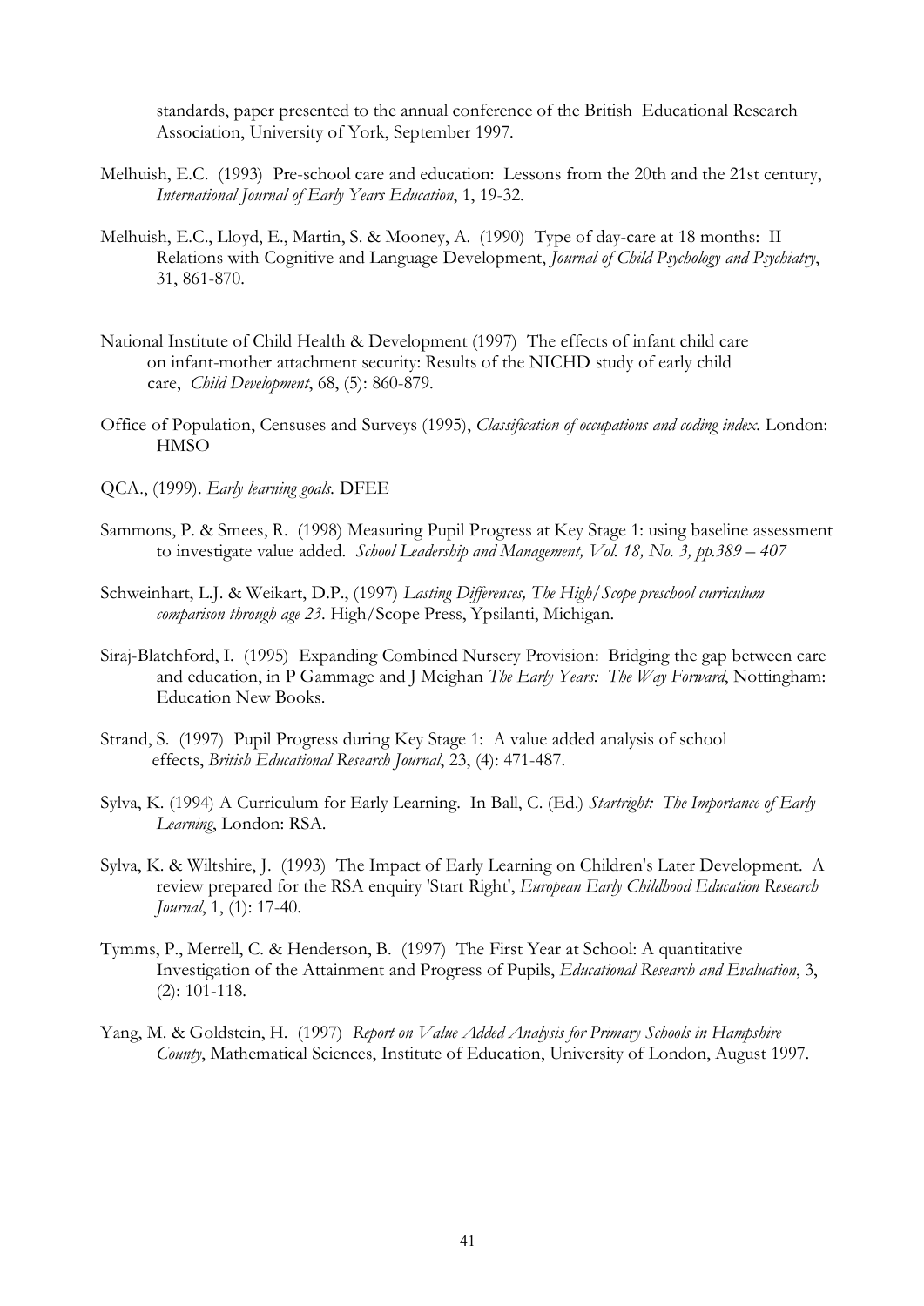standards, paper presented to the annual conference of the British Educational Research Association, University of York, September 1997.

Melhuish, E.C. (1993) Pre-school care and education: Lessons from the 20th and the 21st century, *International Journal of Early Years Education*, 1, 19-32.

Melhuish, E.C., Lloyd, E., Martin, S. & Mooney, A. (1990) Type of day-care at 18 months: II Relations with Cognitive and Language Development, *Journal of Child Psychology and Psychiatry*, 31, 861-870.

National Institute of Child Health & Development (1997) The effects of infant child care on infant-mother attachment security: Results of the NICHD study of early child care, *Child Development*, 68, (5): 860-879.

Office of Population, Censuses and Surveys (1995), *Classification of occupations and coding index.* London: HMSO

QCA., (1999). *Early learning goals.* DFEE

Sammons, P. & Smees, R. (1998) Measuring Pupil Progress at Key Stage 1: using baseline assessment to investigate value added. *School Leadership and Management, Vol. 18, No. 3, pp.389 – 407*

Schweinhart, L.J. & Weikart, D.P., (1997) *Lasting Differences, The High/Scope preschool curriculum comparison through age 23.* High/Scope Press, Ypsilanti, Michigan.

Siraj-Blatchford, I. (1995) Expanding Combined Nursery Provision: Bridging the gap between care and education, in P Gammage and J Meighan *The Early Years: The Way Forward*, Nottingham: Education New Books.

Strand, S. (1997) Pupil Progress during Key Stage 1: A value added analysis of school effects, *British Educational Research Journal*, 23, (4): 471-487.

Sylva, K. (1994) A Curriculum for Early Learning. In Ball, C. (Ed.) *Startright: The Importance of Early Learning*, London: RSA.

Sylva, K. & Wiltshire, J. (1993) The Impact of Early Learning on Children's Later Development. A review prepared for the RSA enquiry 'Start Right', *European Early Childhood Education Research Journal*, 1, (1): 17-40.

Tymms, P., Merrell, C. & Henderson, B. (1997) The First Year at School: A quantitative Investigation of the Attainment and Progress of Pupils, *Educational Research and Evaluation*, 3, (2): 101-118.

Yang, M. & Goldstein, H. (1997) *Report on Value Added Analysis for Primary Schools in Hampshire County*, Mathematical Sciences, Institute of Education, University of London, August 1997.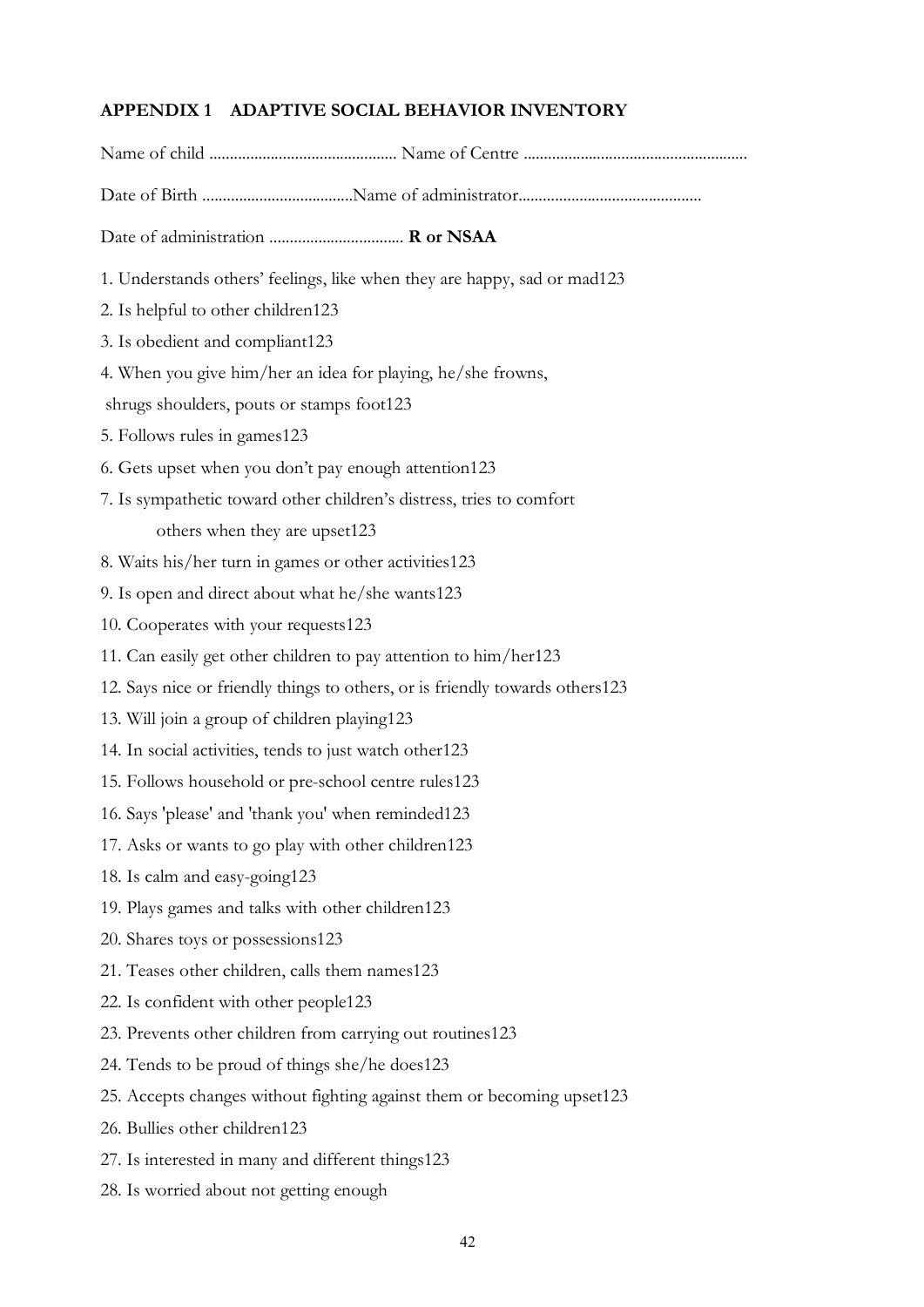## APPENDIX 1 ADAPTIVE SOCIAL BEHAVIOR INVENTORY

Name of child ............................................. Name of Centre ......................................................

Date of Birth ....................................Name of administrator............................................

Date of administration ................................ **R or NSAA**

1. Understands others' feelings, like when they are happy, sad or mad123
2. Is helpful to other children123
3. Is obedient and compliant123
4. When you give him/her an idea for playing, he/she frowns, shrugs shoulders, pouts or stamps foot123
5. Follows rules in games123
6. Gets upset when you don't pay enough attention123
7. Is sympathetic toward other children's distress, tries to comfort others when they are upset123
8. Waits his/her turn in games or other activities123
9. Is open and direct about what he/she wants123
10. Cooperates with your requests123
11. Can easily get other children to pay attention to him/her123
12. Says nice or friendly things to others, or is friendly towards others123
13. Will join a group of children playing123
14. In social activities, tends to just watch other123
15. Follows household or pre-school centre rules123
16. Says 'please' and 'thank you' when reminded123
17. Asks or wants to go play with other children123
18. Is calm and easy-going123
19. Plays games and talks with other children123
20. Shares toys or possessions123
21. Teases other children, calls them names123
22. Is confident with other people123
23. Prevents other children from carrying out routines123
24. Tends to be proud of things she/he does123
25. Accepts changes without fighting against them or becoming upset123
26. Bullies other children123
27. Is interested in many and different things123
28. Is worried about not getting enough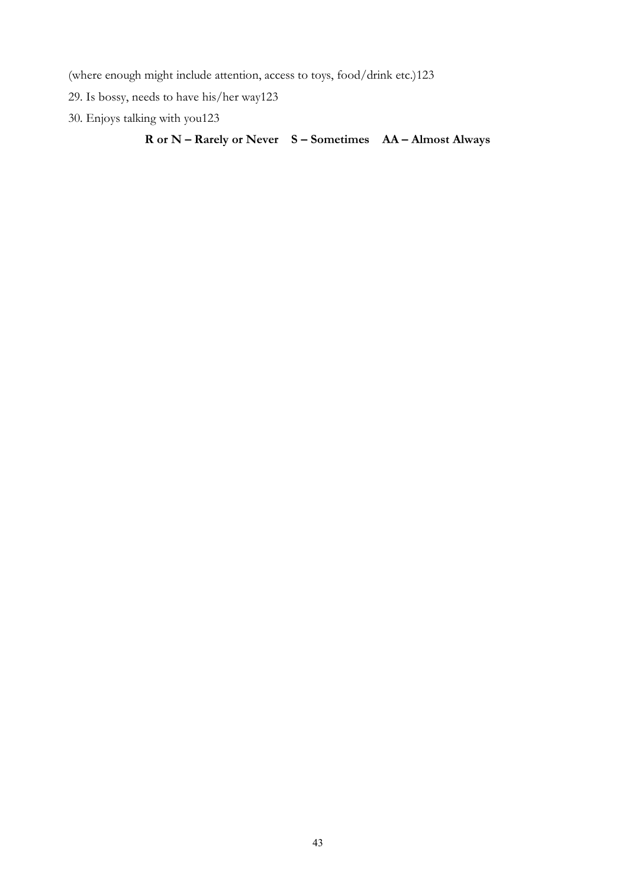(where enough might include attention, access to toys, food/drink etc.)123

29. Is bossy, needs to have his/her way123

30. Enjoys talking with you123

**R or N – Rarely or Never  S – Sometimes  AA – Almost Always**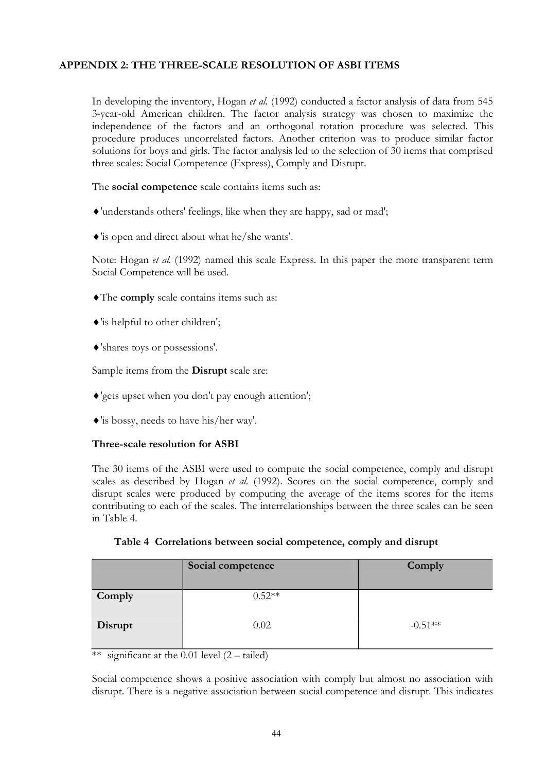## APPENDIX 2: THE THREE-SCALE RESOLUTION OF ASBI ITEMS

In developing the inventory, Hogan *et al.* (1992) conducted a factor analysis of data from 545 3-year-old American children. The factor analysis strategy was chosen to maximize the independence of the factors and an orthogonal rotation procedure was selected. This procedure produces uncorrelated factors. Another criterion was to produce similar factor solutions for boys and girls. The factor analysis led to the selection of 30 items that comprised three scales: Social Competence (Express), Comply and Disrupt.

The **social competence** scale contains items such as:

♦'understands others' feelings, like when they are happy, sad or mad';

♦'is open and direct about what he/she wants'.

Note: Hogan *et al.* (1992) named this scale Express. In this paper the more transparent term Social Competence will be used.

♦The **comply** scale contains items such as:

♦'is helpful to other children';

♦'shares toys or possessions'.

Sample items from the **Disrupt** scale are:

♦'gets upset when you don't pay enough attention';

♦'is bossy, needs to have his/her way'.

### Three-scale resolution for ASBI

The 30 items of the ASBI were used to compute the social competence, comply and disrupt scales as described by Hogan *et al.* (1992). Scores on the social competence, comply and disrupt scales were produced by computing the average of the items scores for the items contributing to each of the scales. The interrelationships between the three scales can be seen in Table 4.

**Table 4 Correlations between social competence, comply and disrupt**

| | Social competence | Comply |
|---|---|---|
| **Comply** | 0.52** | |
| **Disrupt** | 0.02 | -0.51** |

** significant at the 0.01 level (2 – tailed)

Social competence shows a positive association with comply but almost no association with disrupt. There is a negative association between social competence and disrupt. This indicates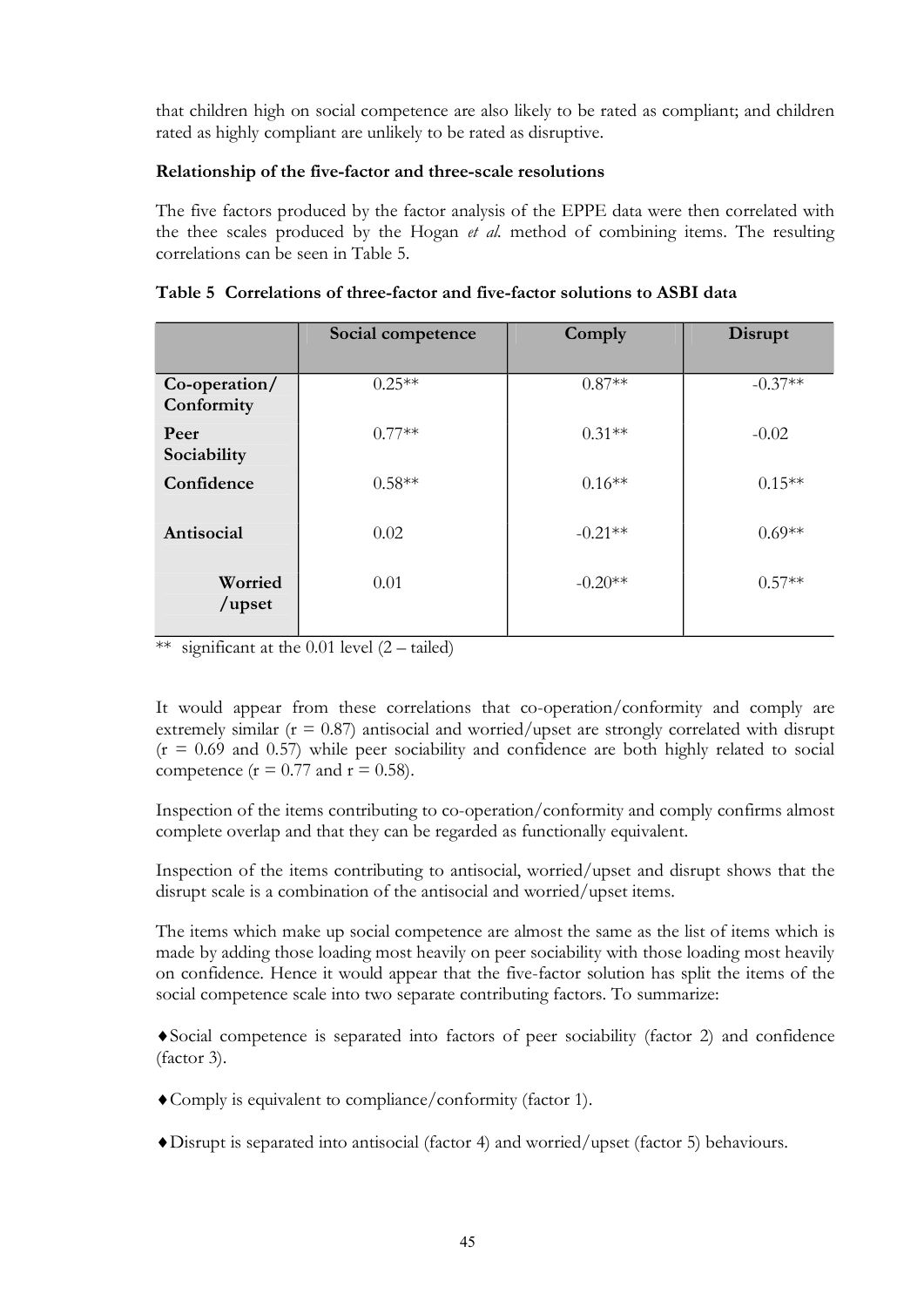that children high on social competence are also likely to be rated as compliant; and children rated as highly compliant are unlikely to be rated as disruptive.

**Relationship of the five-factor and three-scale resolutions**

The five factors produced by the factor analysis of the EPPE data were then correlated with the thee scales produced by the Hogan *et al.* method of combining items. The resulting correlations can be seen in Table 5.

**Table 5 Correlations of three-factor and five-factor solutions to ASBI data**

| | Social competence | Comply | Disrupt |
|---|---|---|---|
| **Co-operation/ Conformity** | 0.25** | 0.87** | -0.37** |
| **Peer Sociability** | 0.77** | 0.31** | -0.02 |
| **Confidence** | 0.58** | 0.16** | 0.15** |
| **Antisocial** | 0.02 | -0.21** | 0.69** |
| **Worried /upset** | 0.01 | -0.20** | 0.57** |

** significant at the 0.01 level (2 – tailed)

It would appear from these correlations that co-operation/conformity and comply are extremely similar ($r = 0.87$) antisocial and worried/upset are strongly correlated with disrupt ($r = 0.69$ and $0.57$) while peer sociability and confidence are both highly related to social competence ($r = 0.77$ and $r = 0.58$).

Inspection of the items contributing to co-operation/conformity and comply confirms almost complete overlap and that they can be regarded as functionally equivalent.

Inspection of the items contributing to antisocial, worried/upset and disrupt shows that the disrupt scale is a combination of the antisocial and worried/upset items.

The items which make up social competence are almost the same as the list of items which is made by adding those loading most heavily on peer sociability with those loading most heavily on confidence. Hence it would appear that the five-factor solution has split the items of the social competence scale into two separate contributing factors. To summarize:

- Social competence is separated into factors of peer sociability (factor 2) and confidence (factor 3).
- Comply is equivalent to compliance/conformity (factor 1).
- Disrupt is separated into antisocial (factor 4) and worried/upset (factor 5) behaviours.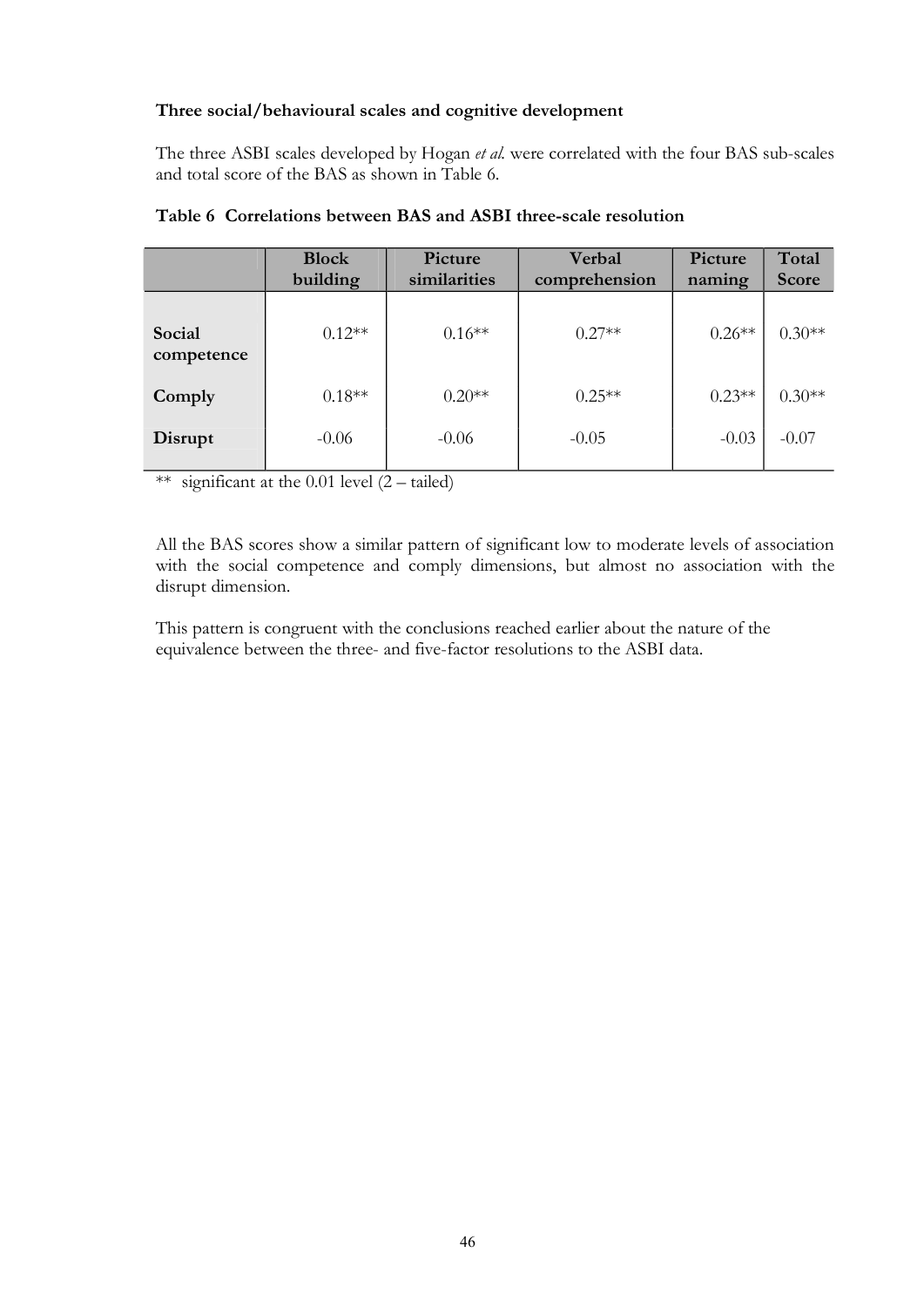**Three social/behavioural scales and cognitive development**

The three ASBI scales developed by Hogan *et al.* were correlated with the four BAS sub-scales and total score of the BAS as shown in Table 6.

**Table 6 Correlations between BAS and ASBI three-scale resolution**

| | Block building | Picture similarities | Verbal comprehension | Picture naming | Total Score |
|---|---|---|---|---|---|
| **Social competence** | 0.12** | 0.16** | 0.27** | 0.26** | 0.30** |
| **Comply** | 0.18** | 0.20** | 0.25** | 0.23** | 0.30** |
| **Disrupt** | -0.06 | -0.06 | -0.05 | -0.03 | -0.07 |

** significant at the 0.01 level (2 – tailed)

All the BAS scores show a similar pattern of significant low to moderate levels of association with the social competence and comply dimensions, but almost no association with the disrupt dimension.

This pattern is congruent with the conclusions reached earlier about the nature of the equivalence between the three- and five-factor resolutions to the ASBI data.